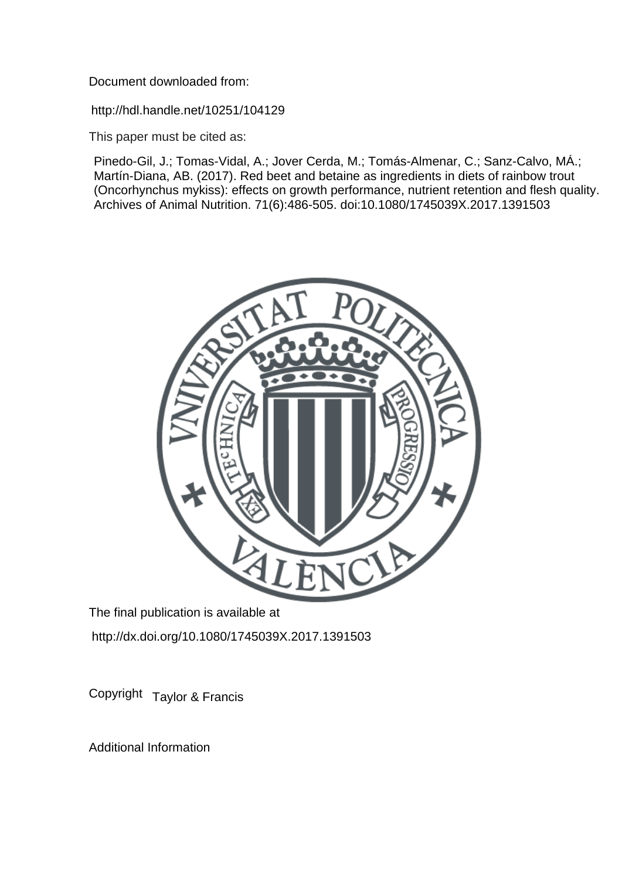Document downloaded from:

http://hdl.handle.net/10251/104129

This paper must be cited as:

Pinedo-Gil, J.; Tomas-Vidal, A.; Jover Cerda, M.; Tomás-Almenar, C.; Sanz-Calvo, MÁ.; Martín-Diana, AB. (2017). Red beet and betaine as ingredients in diets of rainbow trout (Oncorhynchus mykiss): effects on growth performance, nutrient retention and flesh quality. Archives of Animal Nutrition. 71(6):486-505. doi:10.1080/1745039X.2017.1391503

The final publication is available at

http://dx.doi.org/10.1080/1745039X.2017.1391503

Copyright Taylor & Francis

Additional Information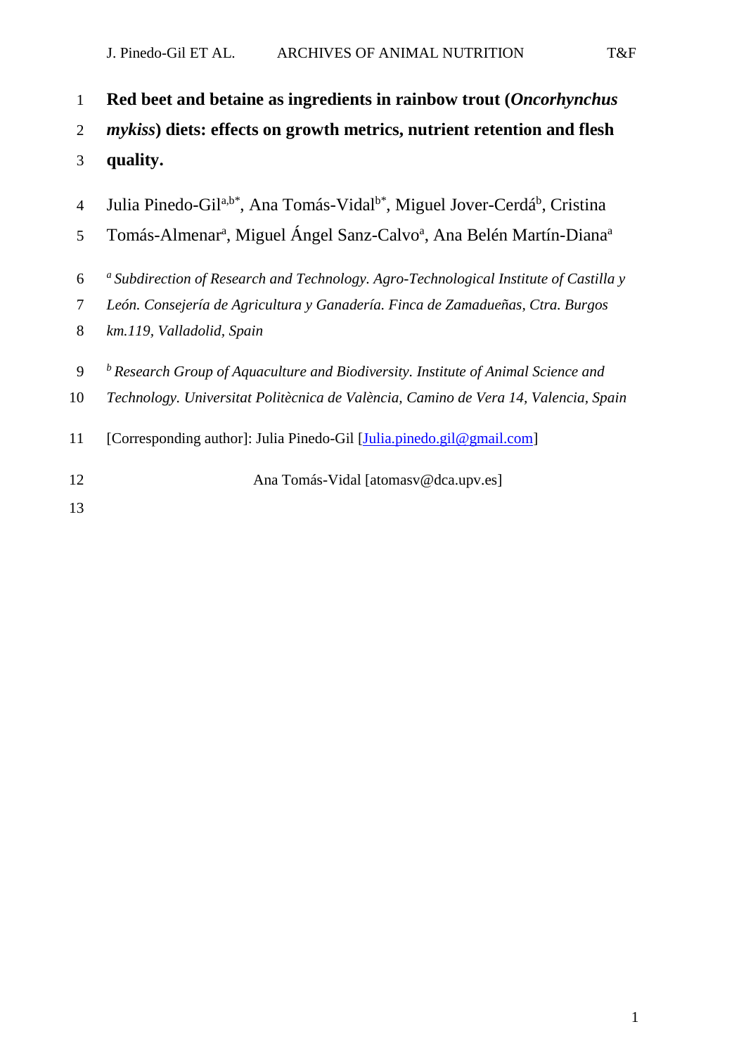# Red beet and betaine as ingredients in rainbow trout (*Oncorhynchus mykiss*) diets: effects on growth metrics, nutrient retention and flesh quality.

Julia Pinedo-Gil[a,b*], Ana Tomás-Vidal[b*], Miguel Jover-Cerdá[b], Cristina Tomás-Almenar[a], Miguel Ángel Sanz-Calvo[a], Ana Belén Martín-Diana[a]

[a] *Subdirection of Research and Technology. Agro-Technological Institute of Castilla y León. Consejería de Agricultura y Ganadería. Finca de Zamadueñas, Ctra. Burgos km.119, Valladolid, Spain*

[b] *Research Group of Aquaculture and Biodiversity. Institute of Animal Science and Technology. Universitat Politècnica de València, Camino de Vera 14, Valencia, Spain*

[Corresponding author]: Julia Pinedo-Gil [Julia.pinedo.gil@gmail.com]

Ana Tomás-Vidal [atomasv@dca.upv.es]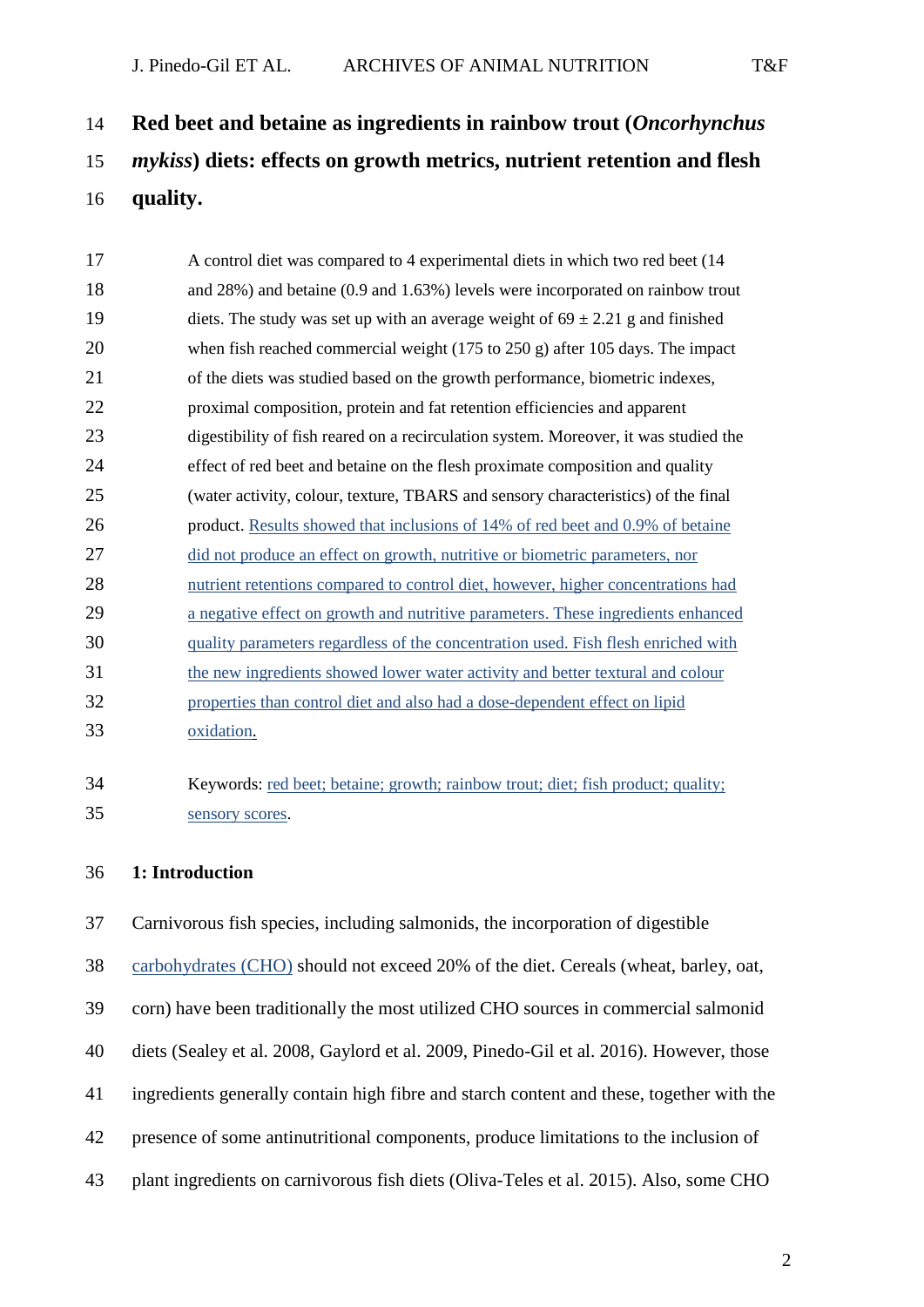# Red beet and betaine as ingredients in rainbow trout (*Oncorhynchus mykiss*) diets: effects on growth metrics, nutrient retention and flesh quality.

A control diet was compared to 4 experimental diets in which two red beet (14 and 28%) and betaine (0.9 and 1.63%) levels were incorporated on rainbow trout diets. The study was set up with an average weight of 69 ± 2.21 g and finished when fish reached commercial weight (175 to 250 g) after 105 days. The impact of the diets was studied based on the growth performance, biometric indexes, proximal composition, protein and fat retention efficiencies and apparent digestibility of fish reared on a recirculation system. Moreover, it was studied the effect of red beet and betaine on the flesh proximate composition and quality (water activity, colour, texture, TBARS and sensory characteristics) of the final product. Results showed that inclusions of 14% of red beet and 0.9% of betaine did not produce an effect on growth, nutritive or biometric parameters, nor nutrient retentions compared to control diet, however, higher concentrations had a negative effect on growth and nutritive parameters. These ingredients enhanced quality parameters regardless of the concentration used. Fish flesh enriched with the new ingredients showed lower water activity and better textural and colour properties than control diet and also had a dose-dependent effect on lipid oxidation.

Keywords: red beet; betaine; growth; rainbow trout; diet; fish product; quality; sensory scores.

## 1: Introduction

Carnivorous fish species, including salmonids, the incorporation of digestible carbohydrates (CHO) should not exceed 20% of the diet. Cereals (wheat, barley, oat, corn) have been traditionally the most utilized CHO sources in commercial salmonid diets (Sealey et al. 2008, Gaylord et al. 2009, Pinedo-Gil et al. 2016). However, those ingredients generally contain high fibre and starch content and these, together with the presence of some antinutritional components, produce limitations to the inclusion of plant ingredients on carnivorous fish diets (Oliva-Teles et al. 2015). Also, some CHO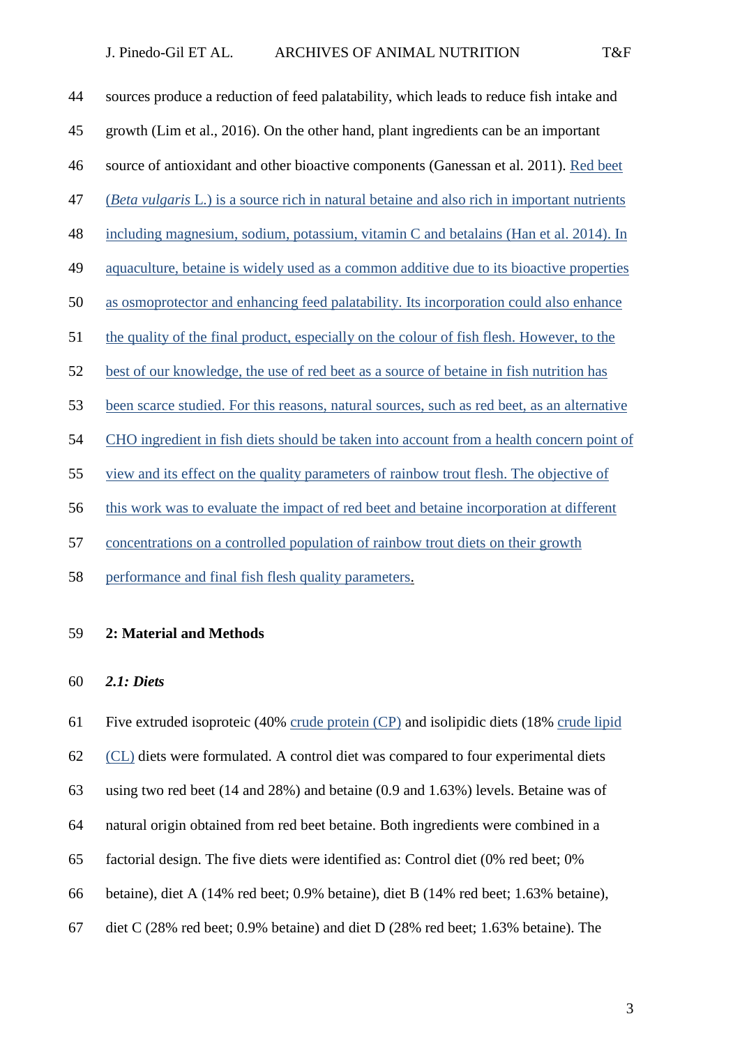sources produce a reduction of feed palatability, which leads to reduce fish intake and growth (Lim et al., 2016). On the other hand, plant ingredients can be an important source of antioxidant and other bioactive components (Ganessan et al. 2011). Red beet (*Beta vulgaris* L.) is a source rich in natural betaine and also rich in important nutrients including magnesium, sodium, potassium, vitamin C and betalains (Han et al. 2014). In aquaculture, betaine is widely used as a common additive due to its bioactive properties as osmoprotector and enhancing feed palatability. Its incorporation could also enhance the quality of the final product, especially on the colour of fish flesh. However, to the best of our knowledge, the use of red beet as a source of betaine in fish nutrition has been scarce studied. For this reasons, natural sources, such as red beet, as an alternative CHO ingredient in fish diets should be taken into account from a health concern point of view and its effect on the quality parameters of rainbow trout flesh. The objective of this work was to evaluate the impact of red beet and betaine incorporation at different concentrations on a controlled population of rainbow trout diets on their growth performance and final fish flesh quality parameters.

## 2: Material and Methods

### *2.1: Diets*

Five extruded isoproteic (40% crude protein (CP) and isolipidic diets (18% crude lipid (CL) diets were formulated. A control diet was compared to four experimental diets using two red beet (14 and 28%) and betaine (0.9 and 1.63%) levels. Betaine was of natural origin obtained from red beet betaine. Both ingredients were combined in a factorial design. The five diets were identified as: Control diet (0% red beet; 0% betaine), diet A (14% red beet; 0.9% betaine), diet B (14% red beet; 1.63% betaine), diet C (28% red beet; 0.9% betaine) and diet D (28% red beet; 1.63% betaine). The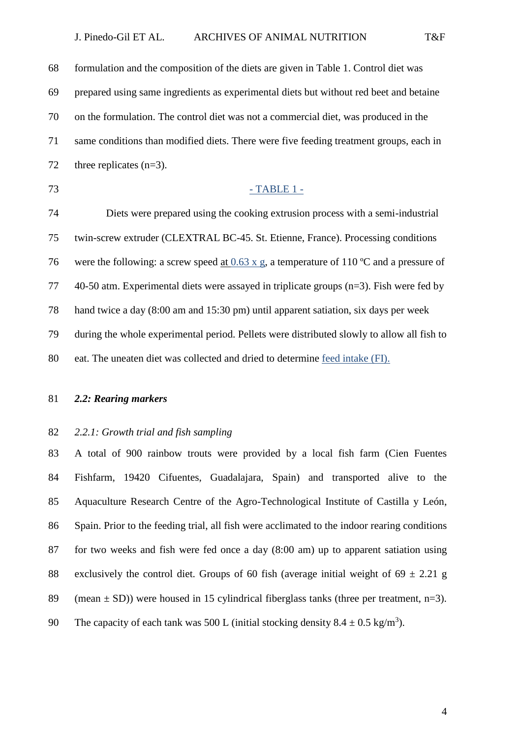formulation and the composition of the diets are given in Table 1. Control diet was prepared using same ingredients as experimental diets but without red beet and betaine on the formulation. The control diet was not a commercial diet, was produced in the same conditions than modified diets. There were five feeding treatment groups, each in three replicates (n=3).

- TABLE 1 -

Diets were prepared using the cooking extrusion process with a semi-industrial twin-screw extruder (CLEXTRAL BC-45. St. Etienne, France). Processing conditions were the following: a screw speed at 0.63 x g, a temperature of 110 ºC and a pressure of 40-50 atm. Experimental diets were assayed in triplicate groups (n=3). Fish were fed by hand twice a day (8:00 am and 15:30 pm) until apparent satiation, six days per week during the whole experimental period. Pellets were distributed slowly to allow all fish to eat. The uneaten diet was collected and dried to determine feed intake (FI).

### ***2.2: Rearing markers***

#### *2.2.1: Growth trial and fish sampling*

A total of 900 rainbow trouts were provided by a local fish farm (Cien Fuentes Fishfarm, 19420 Cifuentes, Guadalajara, Spain) and transported alive to the Aquaculture Research Centre of the Agro-Technological Institute of Castilla y León, Spain. Prior to the feeding trial, all fish were acclimated to the indoor rearing conditions for two weeks and fish were fed once a day (8:00 am) up to apparent satiation using exclusively the control diet. Groups of 60 fish (average initial weight of 69 ± 2.21 g (mean ± SD)) were housed in 15 cylindrical fiberglass tanks (three per treatment, n=3). The capacity of each tank was 500 L (initial stocking density 8.4 ± 0.5 kg/m$^3$).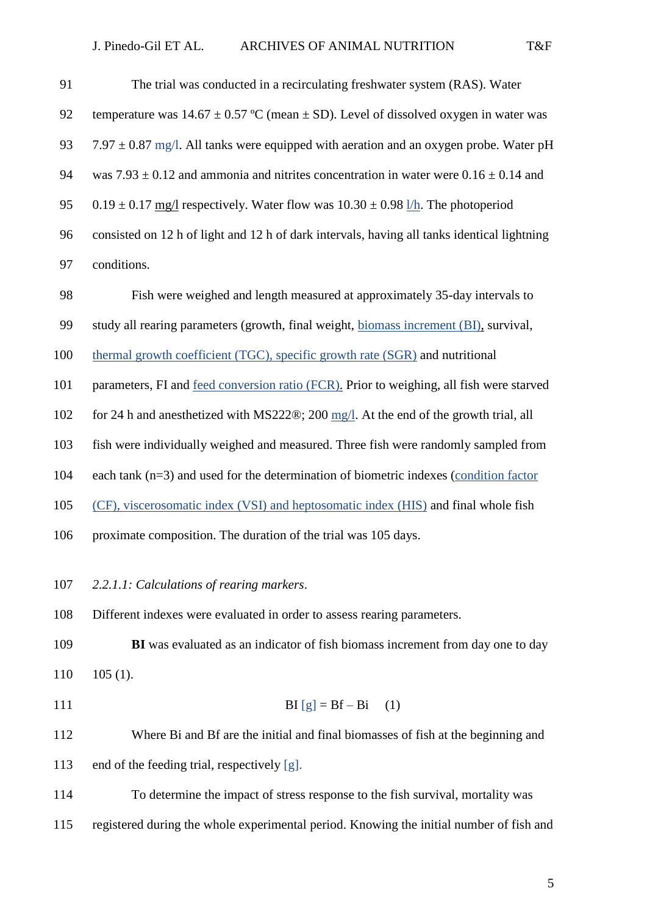The trial was conducted in a recirculating freshwater system (RAS). Water temperature was 14.67 ± 0.57 ºC (mean ± SD). Level of dissolved oxygen in water was 7.97 ± 0.87 mg/l. All tanks were equipped with aeration and an oxygen probe. Water pH was 7.93 ± 0.12 and ammonia and nitrites concentration in water were 0.16 ± 0.14 and 0.19 ± 0.17 mg/l respectively. Water flow was 10.30 ± 0.98 l/h. The photoperiod consisted on 12 h of light and 12 h of dark intervals, having all tanks identical lightning conditions.

Fish were weighed and length measured at approximately 35-day intervals to study all rearing parameters (growth, final weight, biomass increment (BI), survival, thermal growth coefficient (TGC), specific growth rate (SGR) and nutritional parameters, FI and feed conversion ratio (FCR). Prior to weighing, all fish were starved for 24 h and anesthetized with MS222®; 200 mg/l. At the end of the growth trial, all fish were individually weighed and measured. Three fish were randomly sampled from each tank (n=3) and used for the determination of biometric indexes (condition factor (CF), viscerosomatic index (VSI) and heptosomatic index (HIS) and final whole fish proximate composition. The duration of the trial was 105 days.

*2.2.1.1: Calculations of rearing markers*.

Different indexes were evaluated in order to assess rearing parameters.

**BI** was evaluated as an indicator of fish biomass increment from day one to day 105 (1).

$$\text{BI [g]} = \text{Bf} - \text{Bi} \quad (1)$$

Where Bi and Bf are the initial and final biomasses of fish at the beginning and end of the feeding trial, respectively [g].

To determine the impact of stress response to the fish survival, mortality was registered during the whole experimental period. Knowing the initial number of fish and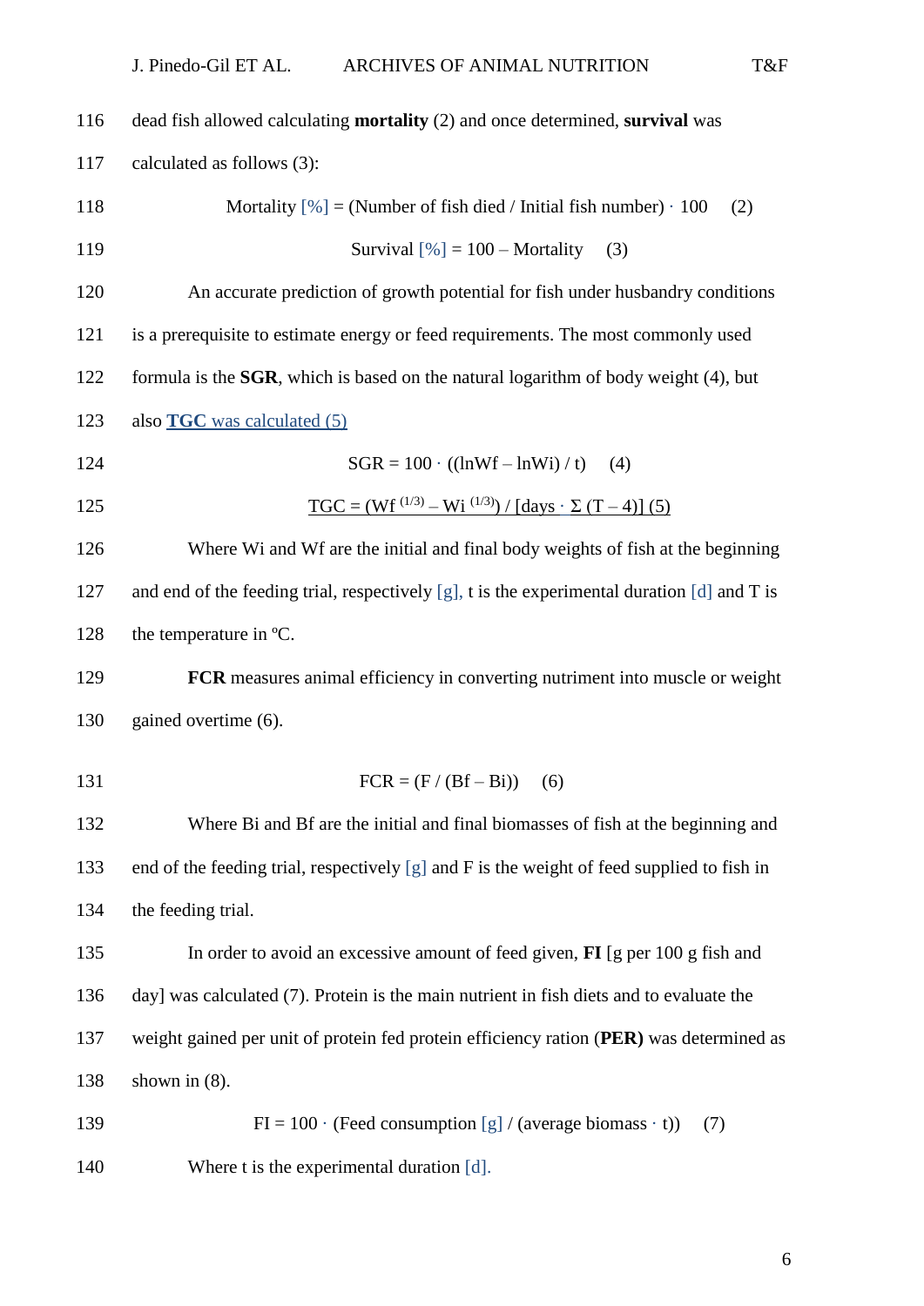dead fish allowed calculating **mortality** (2) and once determined, **survival** was calculated as follows (3):

$$\text{Mortality [\%]} = (\text{Number of fish died} / \text{Initial fish number}) \cdot 100 \quad (2)$$

$$\text{Survival [\%]} = 100 - \text{Mortality} \quad (3)$$

An accurate prediction of growth potential for fish under husbandry conditions is a prerequisite to estimate energy or feed requirements. The most commonly used formula is the **SGR**, which is based on the natural logarithm of body weight (4), but also **TGC** was calculated (5)

$$\text{SGR} = 100 \cdot ((\ln W_f - \ln W_i) / t) \quad (4)$$

$$\text{TGC} = (W_f^{(1/3)} - W_i^{(1/3)}) / [\text{days} \cdot \Sigma (T - 4)] \quad (5)$$

Where Wi and Wf are the initial and final body weights of fish at the beginning and end of the feeding trial, respectively [g], t is the experimental duration [d] and T is the temperature in ºC.

**FCR** measures animal efficiency in converting nutriment into muscle or weight gained overtime (6).

$$\text{FCR} = (F / (B_f - B_i)) \quad (6)$$

Where Bi and Bf are the initial and final biomasses of fish at the beginning and end of the feeding trial, respectively [g] and F is the weight of feed supplied to fish in the feeding trial.

In order to avoid an excessive amount of feed given, **FI** [g per 100 g fish and day] was calculated (7). Protein is the main nutrient in fish diets and to evaluate the weight gained per unit of protein fed protein efficiency ration (**PER)** was determined as shown in (8).

$$\text{FI} = 100 \cdot (\text{Feed consumption [g]} / (\text{average biomass} \cdot t)) \quad (7)$$

Where t is the experimental duration [d].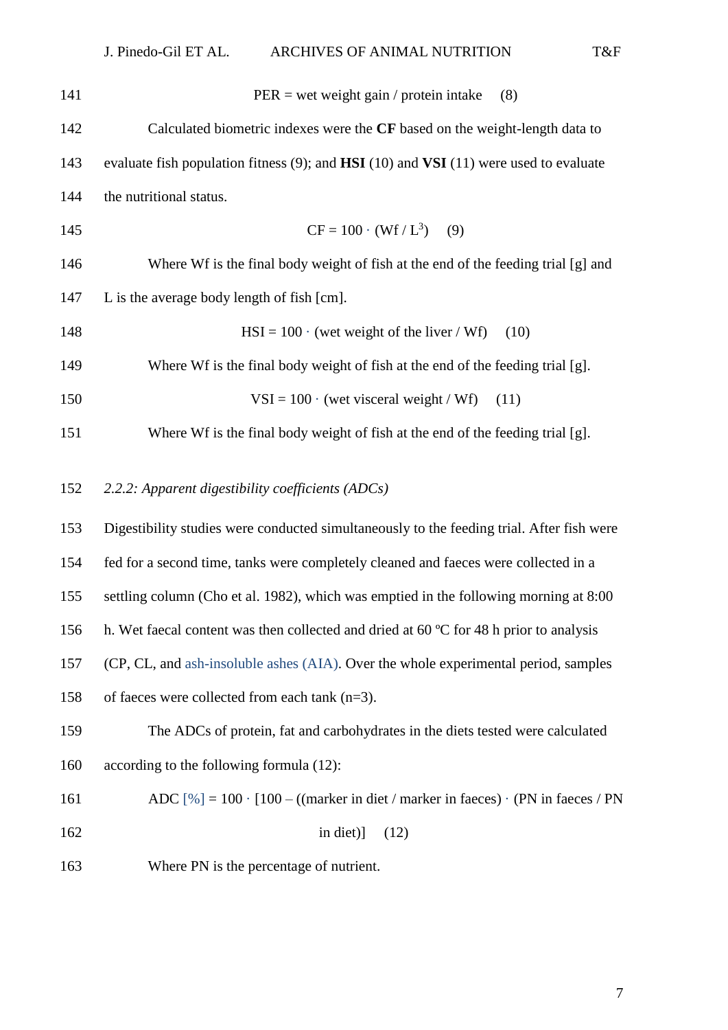$$PER = \text{wet weight gain} / \text{protein intake} \quad (8)$$

Calculated biometric indexes were the **CF** based on the weight-length data to evaluate fish population fitness (9); and **HSI** (10) and **VSI** (11) were used to evaluate the nutritional status.

$$CF = 100 \cdot (Wf / L^3) \quad (9)$$

Where Wf is the final body weight of fish at the end of the feeding trial [g] and L is the average body length of fish [cm].

$$HSI = 100 \cdot (\text{wet weight of the liver} / Wf) \quad (10)$$

Where Wf is the final body weight of fish at the end of the feeding trial [g].

$$VSI = 100 \cdot (\text{wet visceral weight} / Wf) \quad (11)$$

Where Wf is the final body weight of fish at the end of the feeding trial [g].

*2.2.2: Apparent digestibility coefficients (ADCs)*

Digestibility studies were conducted simultaneously to the feeding trial. After fish were fed for a second time, tanks were completely cleaned and faeces were collected in a settling column (Cho et al. 1982), which was emptied in the following morning at 8:00 h. Wet faecal content was then collected and dried at 60 ºC for 48 h prior to analysis (CP, CL, and ash-insoluble ashes (AIA). Over the whole experimental period, samples of faeces were collected from each tank (n=3).

The ADCs of protein, fat and carbohydrates in the diets tested were calculated according to the following formula (12):

$$ADC\ [\%] = 100 \cdot [100 – ((\text{marker in diet} / \text{marker in faeces}) \cdot (\text{PN in faeces} / \text{PN in diet})] \quad (12)$$

Where PN is the percentage of nutrient.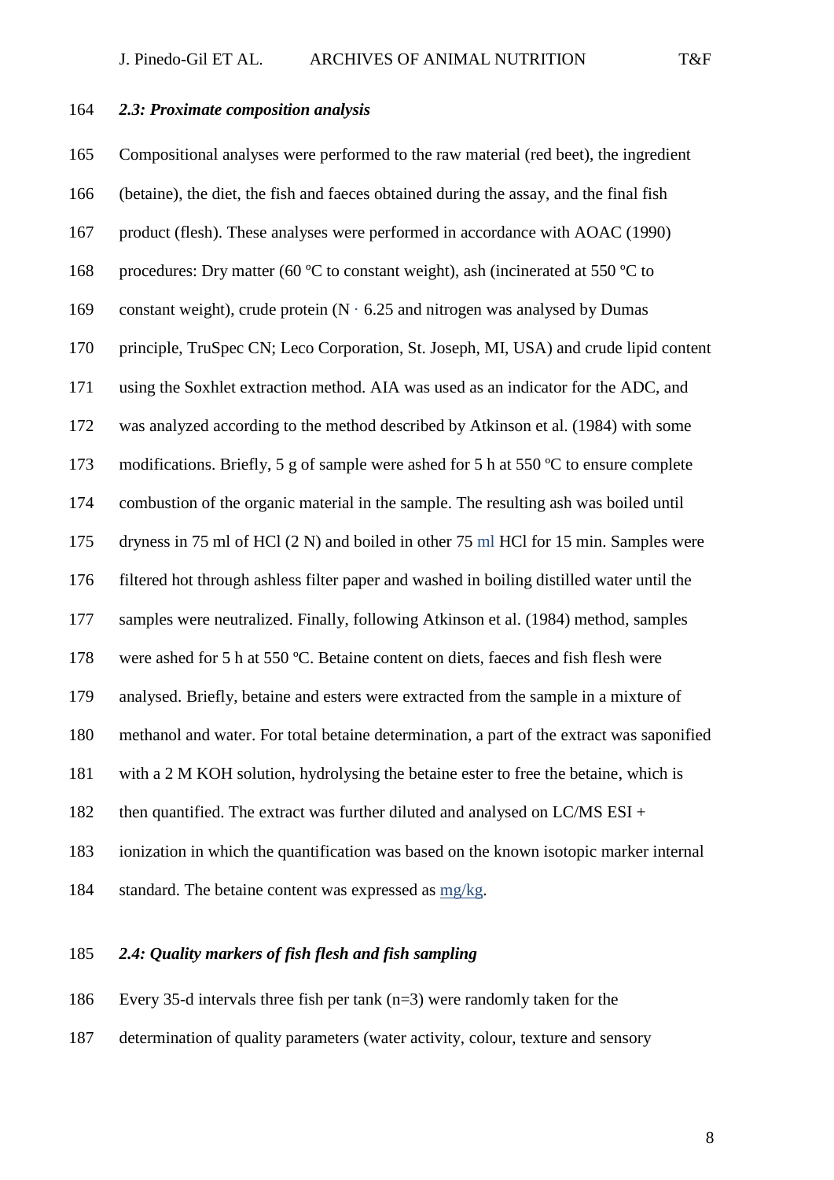### *2.3: Proximate composition analysis*

Compositional analyses were performed to the raw material (red beet), the ingredient (betaine), the diet, the fish and faeces obtained during the assay, and the final fish product (flesh). These analyses were performed in accordance with AOAC (1990) procedures: Dry matter (60 ºC to constant weight), ash (incinerated at 550 ºC to constant weight), crude protein (N · 6.25 and nitrogen was analysed by Dumas principle, TruSpec CN; Leco Corporation, St. Joseph, MI, USA) and crude lipid content using the Soxhlet extraction method. AIA was used as an indicator for the ADC, and was analyzed according to the method described by Atkinson et al. (1984) with some modifications. Briefly, 5 g of sample were ashed for 5 h at 550 ºC to ensure complete combustion of the organic material in the sample. The resulting ash was boiled until dryness in 75 ml of HCl (2 N) and boiled in other 75 ml HCl for 15 min. Samples were filtered hot through ashless filter paper and washed in boiling distilled water until the samples were neutralized. Finally, following Atkinson et al. (1984) method, samples were ashed for 5 h at 550 ºC. Betaine content on diets, faeces and fish flesh were analysed. Briefly, betaine and esters were extracted from the sample in a mixture of methanol and water. For total betaine determination, a part of the extract was saponified with a 2 M KOH solution, hydrolysing the betaine ester to free the betaine, which is then quantified. The extract was further diluted and analysed on LC/MS ESI + ionization in which the quantification was based on the known isotopic marker internal standard. The betaine content was expressed as mg/kg.

### *2.4: Quality markers of fish flesh and fish sampling*

Every 35-d intervals three fish per tank (n=3) were randomly taken for the determination of quality parameters (water activity, colour, texture and sensory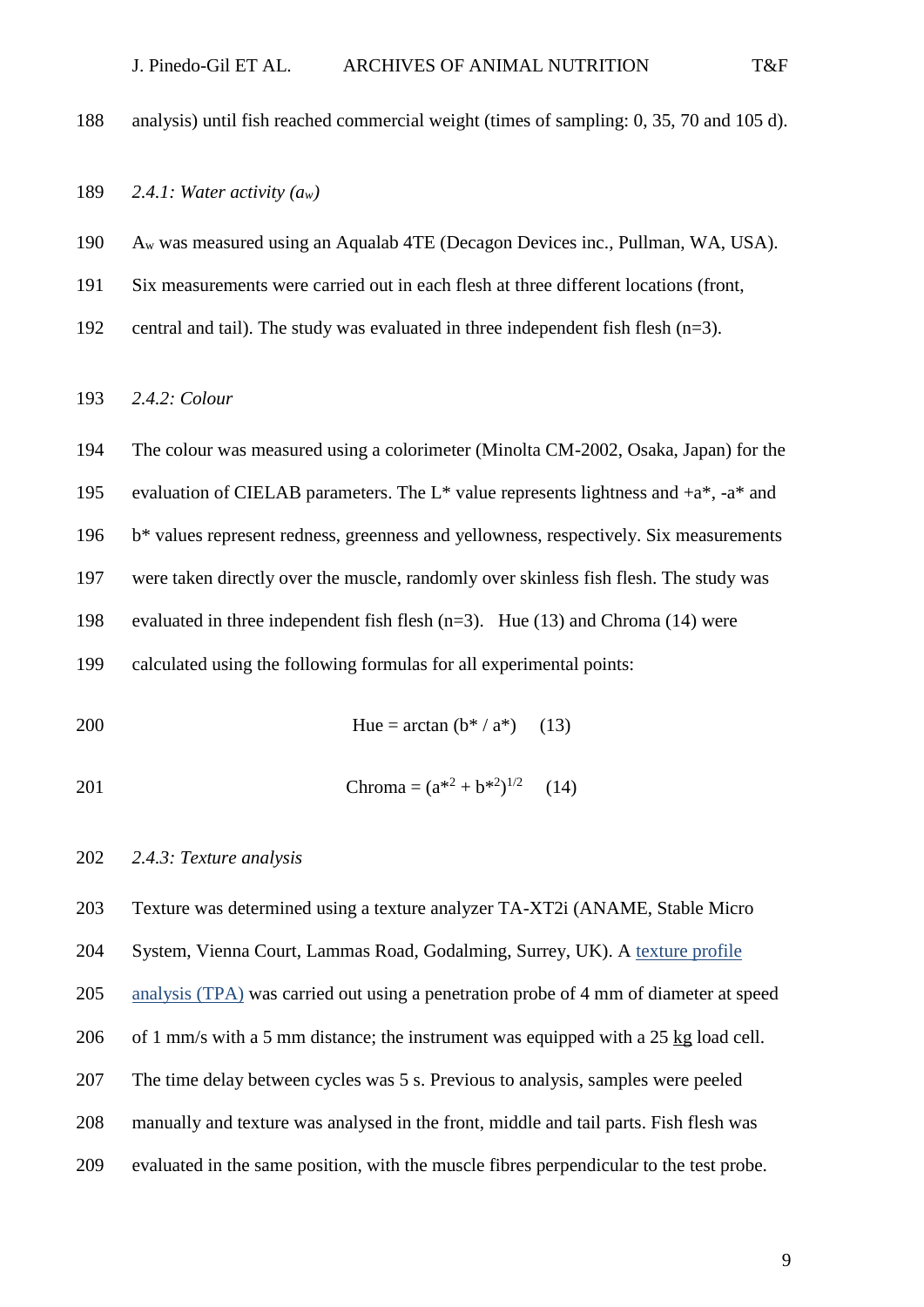analysis) until fish reached commercial weight (times of sampling: 0, 35, 70 and 105 d).

*2.4.1: Water activity ($a_w$)*

$A_w$ was measured using an Aqualab 4TE (Decagon Devices inc., Pullman, WA, USA). Six measurements were carried out in each flesh at three different locations (front, central and tail). The study was evaluated in three independent fish flesh (n=3).

*2.4.2: Colour*

The colour was measured using a colorimeter (Minolta CM-2002, Osaka, Japan) for the evaluation of CIELAB parameters. The L* value represents lightness and +a*, -a* and b* values represent redness, greenness and yellowness, respectively. Six measurements were taken directly over the muscle, randomly over skinless fish flesh. The study was evaluated in three independent fish flesh (n=3). Hue (13) and Chroma (14) were calculated using the following formulas for all experimental points:

$$\text{Hue} = \arctan(b^* / a^*) \quad (13)$$

$$\text{Chroma} = (a^{*2} + b^{*2})^{1/2} \quad (14)$$

*2.4.3: Texture analysis*

Texture was determined using a texture analyzer TA-XT2i (ANAME, Stable Micro System, Vienna Court, Lammas Road, Godalming, Surrey, UK). A texture profile analysis (TPA) was carried out using a penetration probe of 4 mm of diameter at speed of 1 mm/s with a 5 mm distance; the instrument was equipped with a 25 kg load cell. The time delay between cycles was 5 s. Previous to analysis, samples were peeled manually and texture was analysed in the front, middle and tail parts. Fish flesh was evaluated in the same position, with the muscle fibres perpendicular to the test probe.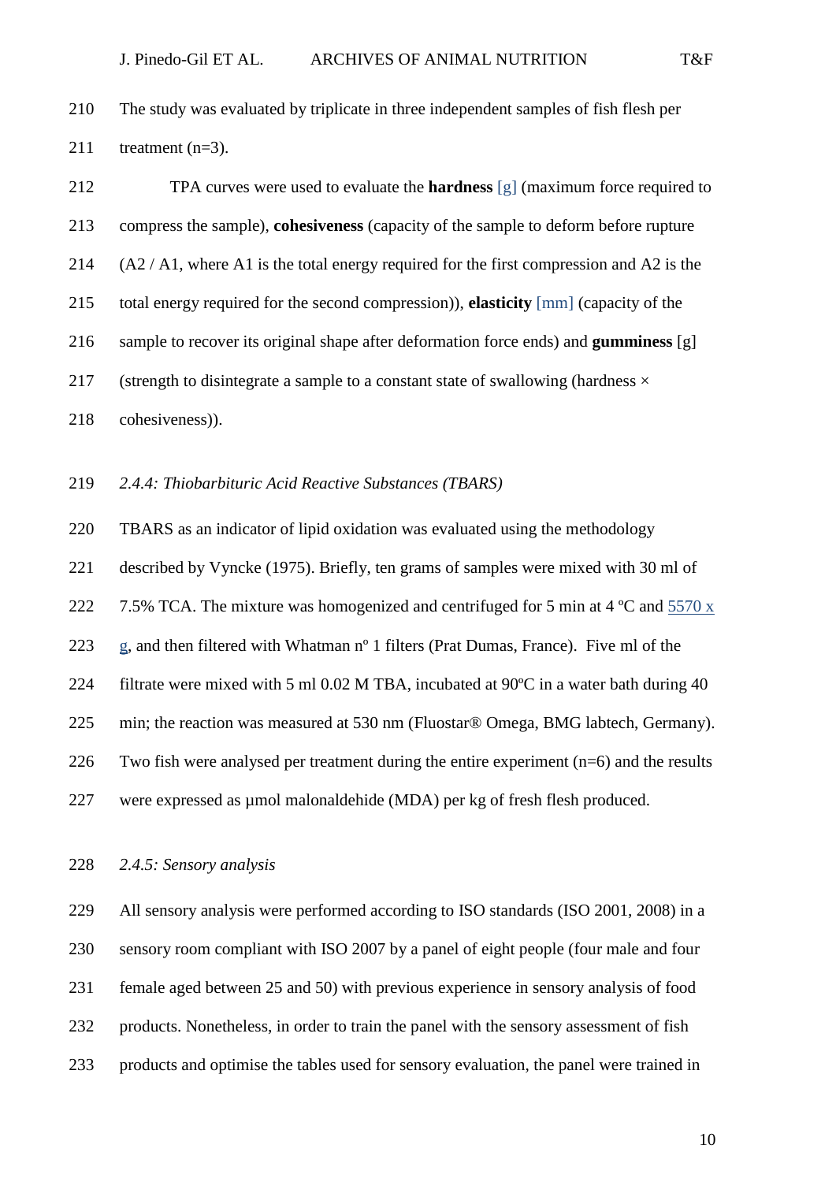The study was evaluated by triplicate in three independent samples of fish flesh per treatment (n=3).

TPA curves were used to evaluate the **hardness** [g] (maximum force required to compress the sample), **cohesiveness** (capacity of the sample to deform before rupture (A2 / A1, where A1 is the total energy required for the first compression and A2 is the total energy required for the second compression)), **elasticity** [mm] (capacity of the sample to recover its original shape after deformation force ends) and **gumminess** [g] (strength to disintegrate a sample to a constant state of swallowing (hardness × cohesiveness)).

*2.4.4: Thiobarbituric Acid Reactive Substances (TBARS)*

TBARS as an indicator of lipid oxidation was evaluated using the methodology described by Vyncke (1975). Briefly, ten grams of samples were mixed with 30 ml of 7.5% TCA. The mixture was homogenized and centrifuged for 5 min at 4 ºC and 5570 x g, and then filtered with Whatman nº 1 filters (Prat Dumas, France). Five ml of the filtrate were mixed with 5 ml 0.02 M TBA, incubated at 90ºC in a water bath during 40 min; the reaction was measured at 530 nm (Fluostar® Omega, BMG labtech, Germany). Two fish were analysed per treatment during the entire experiment (n=6) and the results were expressed as µmol malonaldehide (MDA) per kg of fresh flesh produced.

*2.4.5: Sensory analysis*

All sensory analysis were performed according to ISO standards (ISO 2001, 2008) in a sensory room compliant with ISO 2007 by a panel of eight people (four male and four female aged between 25 and 50) with previous experience in sensory analysis of food products. Nonetheless, in order to train the panel with the sensory assessment of fish products and optimise the tables used for sensory evaluation, the panel were trained in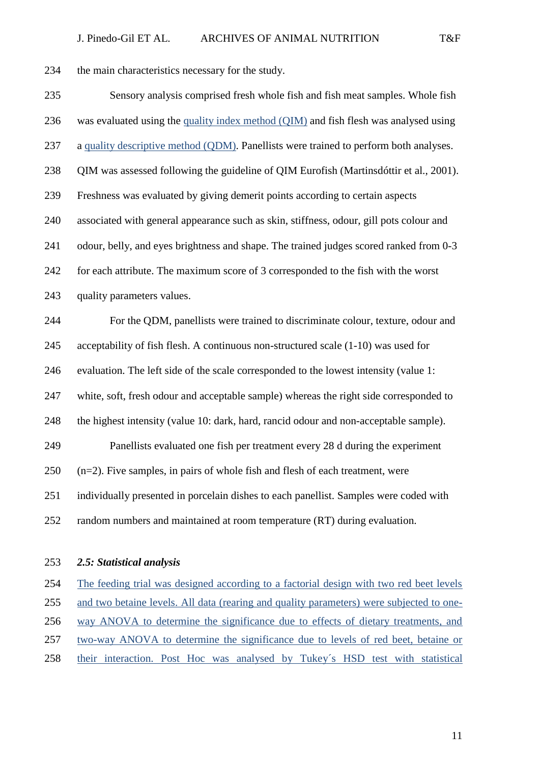the main characteristics necessary for the study.

Sensory analysis comprised fresh whole fish and fish meat samples. Whole fish was evaluated using the quality index method (QIM) and fish flesh was analysed using a quality descriptive method (QDM). Panellists were trained to perform both analyses. QIM was assessed following the guideline of QIM Eurofish (Martinsdóttir et al., 2001). Freshness was evaluated by giving demerit points according to certain aspects associated with general appearance such as skin, stiffness, odour, gill pots colour and odour, belly, and eyes brightness and shape. The trained judges scored ranked from 0-3 for each attribute. The maximum score of 3 corresponded to the fish with the worst quality parameters values.

For the QDM, panellists were trained to discriminate colour, texture, odour and acceptability of fish flesh. A continuous non-structured scale (1-10) was used for evaluation. The left side of the scale corresponded to the lowest intensity (value 1: white, soft, fresh odour and acceptable sample) whereas the right side corresponded to the highest intensity (value 10: dark, hard, rancid odour and non-acceptable sample).

Panellists evaluated one fish per treatment every 28 d during the experiment (n=2). Five samples, in pairs of whole fish and flesh of each treatment, were individually presented in porcelain dishes to each panellist. Samples were coded with random numbers and maintained at room temperature (RT) during evaluation.

### *2.5: Statistical analysis*

The feeding trial was designed according to a factorial design with two red beet levels and two betaine levels. All data (rearing and quality parameters) were subjected to one-way ANOVA to determine the significance due to effects of dietary treatments, and two-way ANOVA to determine the significance due to levels of red beet, betaine or their interaction. Post Hoc was analysed by Tukey´s HSD test with statistical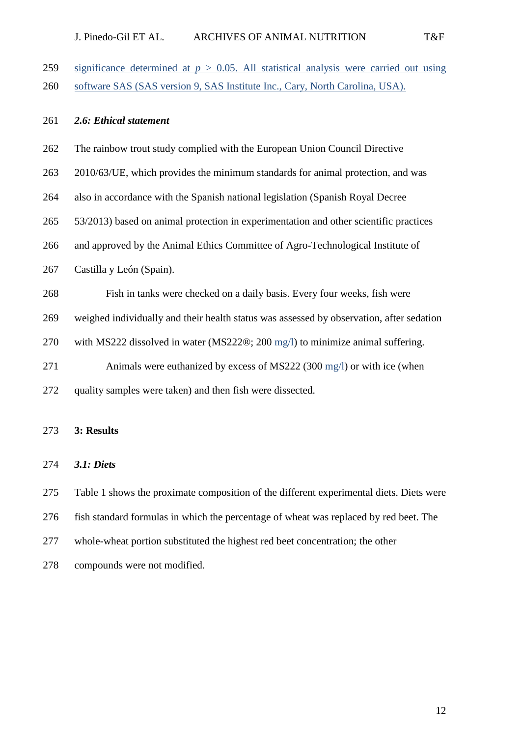significance determined at $p > 0.05$. All statistical analysis were carried out using software SAS (SAS version 9, SAS Institute Inc., Cary, North Carolina, USA).

### *2.6: Ethical statement*

The rainbow trout study complied with the European Union Council Directive 2010/63/UE, which provides the minimum standards for animal protection, and was also in accordance with the Spanish national legislation (Spanish Royal Decree 53/2013) based on animal protection in experimentation and other scientific practices and approved by the Animal Ethics Committee of Agro-Technological Institute of Castilla y León (Spain).

Fish in tanks were checked on a daily basis. Every four weeks, fish were weighed individually and their health status was assessed by observation, after sedation with MS222 dissolved in water (MS222®; 200 mg/l) to minimize animal suffering.

Animals were euthanized by excess of MS222 (300 mg/l) or with ice (when quality samples were taken) and then fish were dissected.

## 3: Results

### *3.1: Diets*

Table 1 shows the proximate composition of the different experimental diets. Diets were fish standard formulas in which the percentage of wheat was replaced by red beet. The whole-wheat portion substituted the highest red beet concentration; the other compounds were not modified.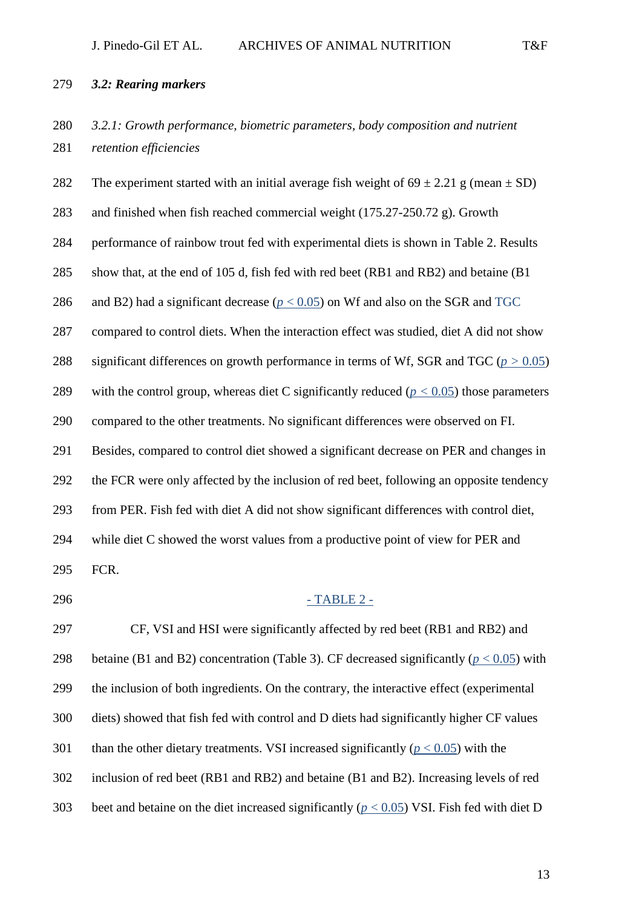### *3.2: Rearing markers*

*3.2.1: Growth performance, biometric parameters, body composition and nutrient retention efficiencies*

The experiment started with an initial average fish weight of 69 ± 2.21 g (mean ± SD) and finished when fish reached commercial weight (175.27-250.72 g). Growth performance of rainbow trout fed with experimental diets is shown in Table 2. Results show that, at the end of 105 d, fish fed with red beet (RB1 and RB2) and betaine (B1 and B2) had a significant decrease ($p < 0.05$) on Wf and also on the SGR and TGC compared to control diets. When the interaction effect was studied, diet A did not show significant differences on growth performance in terms of Wf, SGR and TGC ($p > 0.05$) with the control group, whereas diet C significantly reduced ($p < 0.05$) those parameters compared to the other treatments. No significant differences were observed on FI. Besides, compared to control diet showed a significant decrease on PER and changes in the FCR were only affected by the inclusion of red beet, following an opposite tendency from PER. Fish fed with diet A did not show significant differences with control diet, while diet C showed the worst values from a productive point of view for PER and FCR.

- TABLE 2 -

CF, VSI and HSI were significantly affected by red beet (RB1 and RB2) and betaine (B1 and B2) concentration (Table 3). CF decreased significantly ($p < 0.05$) with the inclusion of both ingredients. On the contrary, the interactive effect (experimental diets) showed that fish fed with control and D diets had significantly higher CF values than the other dietary treatments. VSI increased significantly ($p < 0.05$) with the inclusion of red beet (RB1 and RB2) and betaine (B1 and B2). Increasing levels of red beet and betaine on the diet increased significantly ($p < 0.05$) VSI. Fish fed with diet D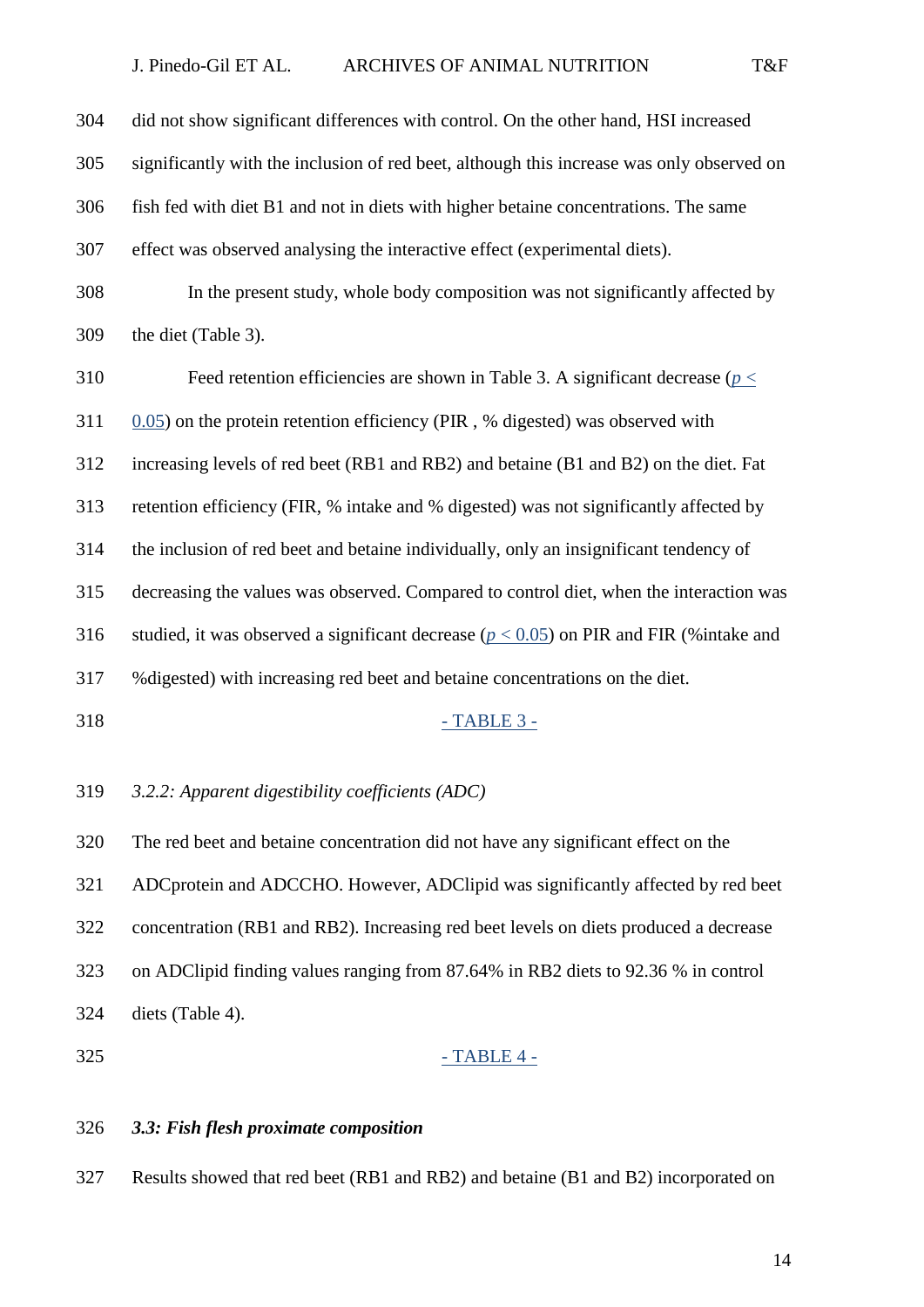did not show significant differences with control. On the other hand, HSI increased significantly with the inclusion of red beet, although this increase was only observed on fish fed with diet B1 and not in diets with higher betaine concentrations. The same effect was observed analysing the interactive effect (experimental diets).

In the present study, whole body composition was not significantly affected by the diet (Table 3).

Feed retention efficiencies are shown in Table 3. A significant decrease ($p < 0.05$) on the protein retention efficiency (PIR , % digested) was observed with increasing levels of red beet (RB1 and RB2) and betaine (B1 and B2) on the diet. Fat retention efficiency (FIR, % intake and % digested) was not significantly affected by the inclusion of red beet and betaine individually, only an insignificant tendency of decreasing the values was observed. Compared to control diet, when the interaction was studied, it was observed a significant decrease ($p < 0.05$) on PIR and FIR (%intake and %digested) with increasing red beet and betaine concentrations on the diet.

- TABLE 3 -

### *3.2.2: Apparent digestibility coefficients (ADC)*

The red beet and betaine concentration did not have any significant effect on the ADCprotein and ADCCHO. However, ADClipid was significantly affected by red beet concentration (RB1 and RB2). Increasing red beet levels on diets produced a decrease on ADClipid finding values ranging from 87.64% in RB2 diets to 92.36 % in control diets (Table 4).

- TABLE 4 -

## ***3.3: Fish flesh proximate composition***

Results showed that red beet (RB1 and RB2) and betaine (B1 and B2) incorporated on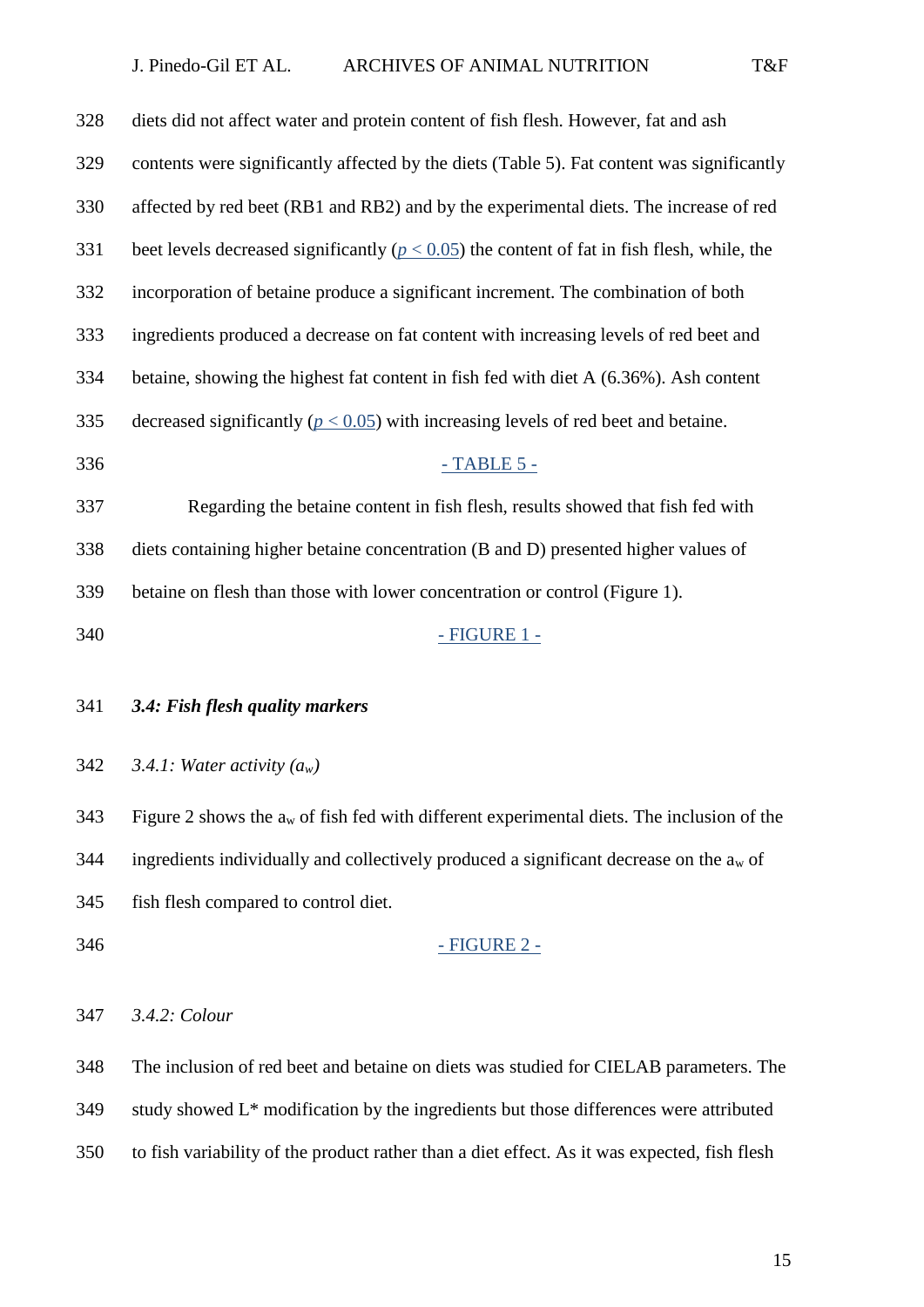diets did not affect water and protein content of fish flesh. However, fat and ash contents were significantly affected by the diets (Table 5). Fat content was significantly affected by red beet (RB1 and RB2) and by the experimental diets. The increase of red beet levels decreased significantly ($p < 0.05$) the content of fat in fish flesh, while, the incorporation of betaine produce a significant increment. The combination of both ingredients produced a decrease on fat content with increasing levels of red beet and betaine, showing the highest fat content in fish fed with diet A (6.36%). Ash content decreased significantly ($p < 0.05$) with increasing levels of red beet and betaine.

- TABLE 5 -

Regarding the betaine content in fish flesh, results showed that fish fed with diets containing higher betaine concentration (B and D) presented higher values of betaine on flesh than those with lower concentration or control (Figure 1).

- FIGURE 1 -

### *3.4: Fish flesh quality markers*

#### *3.4.1: Water activity ($a_w$)*

Figure 2 shows the $a_w$ of fish fed with different experimental diets. The inclusion of the ingredients individually and collectively produced a significant decrease on the $a_w$ of fish flesh compared to control diet.

- FIGURE 2 -

#### *3.4.2: Colour*

The inclusion of red beet and betaine on diets was studied for CIELAB parameters. The study showed L* modification by the ingredients but those differences were attributed to fish variability of the product rather than a diet effect. As it was expected, fish flesh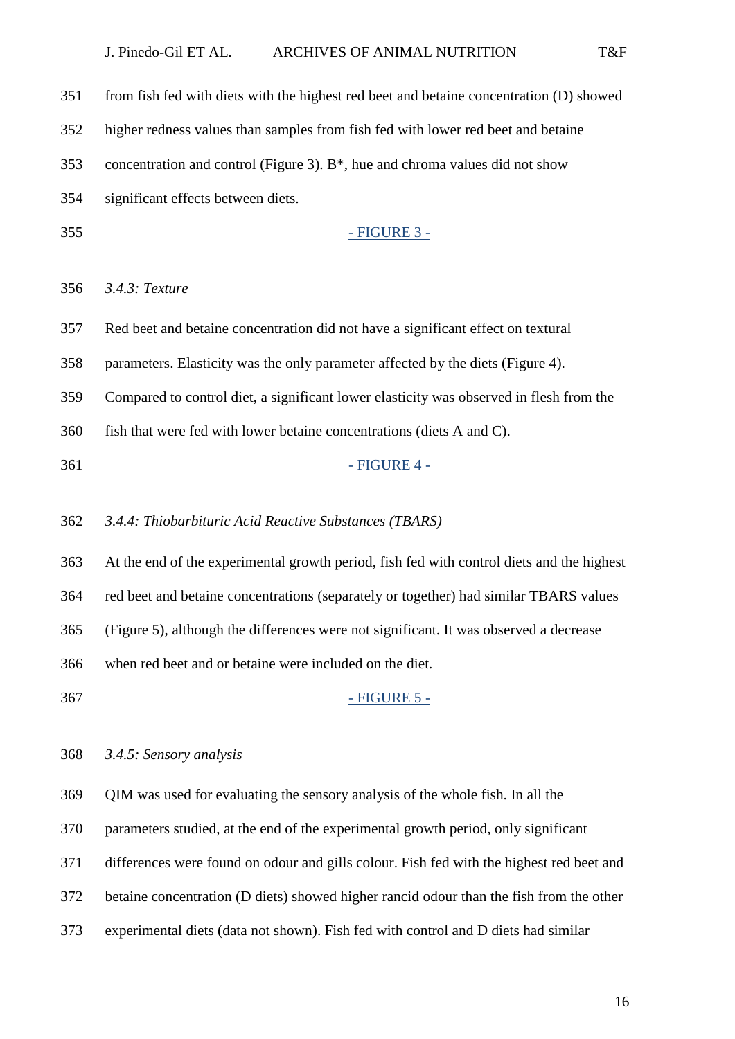from fish fed with diets with the highest red beet and betaine concentration (D) showed higher redness values than samples from fish fed with lower red beet and betaine concentration and control (Figure 3). B*, hue and chroma values did not show significant effects between diets.

- FIGURE 3 -

### *3.4.3: Texture*

Red beet and betaine concentration did not have a significant effect on textural parameters. Elasticity was the only parameter affected by the diets (Figure 4). Compared to control diet, a significant lower elasticity was observed in flesh from the fish that were fed with lower betaine concentrations (diets A and C).

- FIGURE 4 -

### *3.4.4: Thiobarbituric Acid Reactive Substances (TBARS)*

At the end of the experimental growth period, fish fed with control diets and the highest red beet and betaine concentrations (separately or together) had similar TBARS values (Figure 5), although the differences were not significant. It was observed a decrease when red beet and or betaine were included on the diet.

- FIGURE 5 -

### *3.4.5: Sensory analysis*

QIM was used for evaluating the sensory analysis of the whole fish. In all the parameters studied, at the end of the experimental growth period, only significant differences were found on odour and gills colour. Fish fed with the highest red beet and betaine concentration (D diets) showed higher rancid odour than the fish from the other experimental diets (data not shown). Fish fed with control and D diets had similar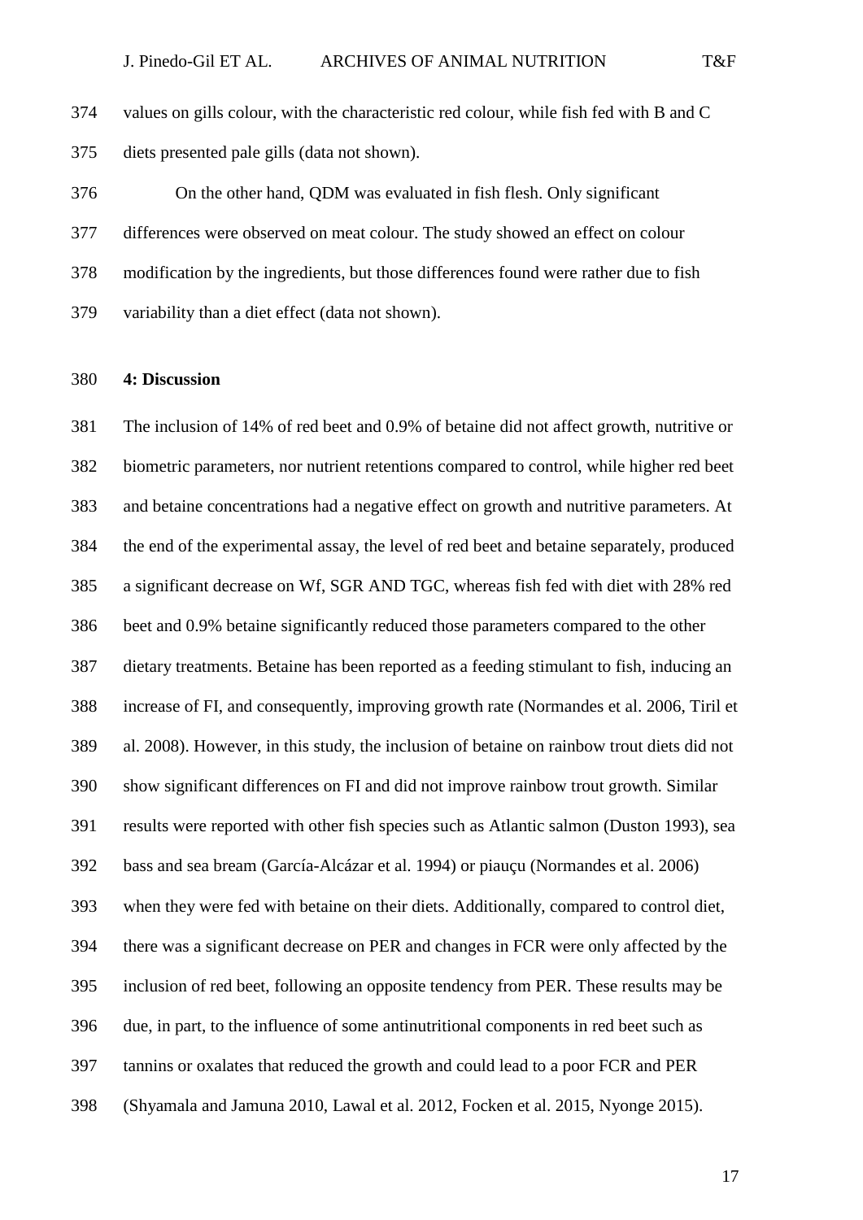values on gills colour, with the characteristic red colour, while fish fed with B and C diets presented pale gills (data not shown).

On the other hand, QDM was evaluated in fish flesh. Only significant differences were observed on meat colour. The study showed an effect on colour modification by the ingredients, but those differences found were rather due to fish variability than a diet effect (data not shown).

## 4: Discussion

The inclusion of 14% of red beet and 0.9% of betaine did not affect growth, nutritive or biometric parameters, nor nutrient retentions compared to control, while higher red beet and betaine concentrations had a negative effect on growth and nutritive parameters. At the end of the experimental assay, the level of red beet and betaine separately, produced a significant decrease on Wf, SGR AND TGC, whereas fish fed with diet with 28% red beet and 0.9% betaine significantly reduced those parameters compared to the other dietary treatments. Betaine has been reported as a feeding stimulant to fish, inducing an increase of FI, and consequently, improving growth rate (Normandes et al. 2006, Tiril et al. 2008). However, in this study, the inclusion of betaine on rainbow trout diets did not show significant differences on FI and did not improve rainbow trout growth. Similar results were reported with other fish species such as Atlantic salmon (Duston 1993), sea bass and sea bream (García-Alcázar et al. 1994) or piauçu (Normandes et al. 2006) when they were fed with betaine on their diets. Additionally, compared to control diet, there was a significant decrease on PER and changes in FCR were only affected by the inclusion of red beet, following an opposite tendency from PER. These results may be due, in part, to the influence of some antinutritional components in red beet such as tannins or oxalates that reduced the growth and could lead to a poor FCR and PER (Shyamala and Jamuna 2010, Lawal et al. 2012, Focken et al. 2015, Nyonge 2015).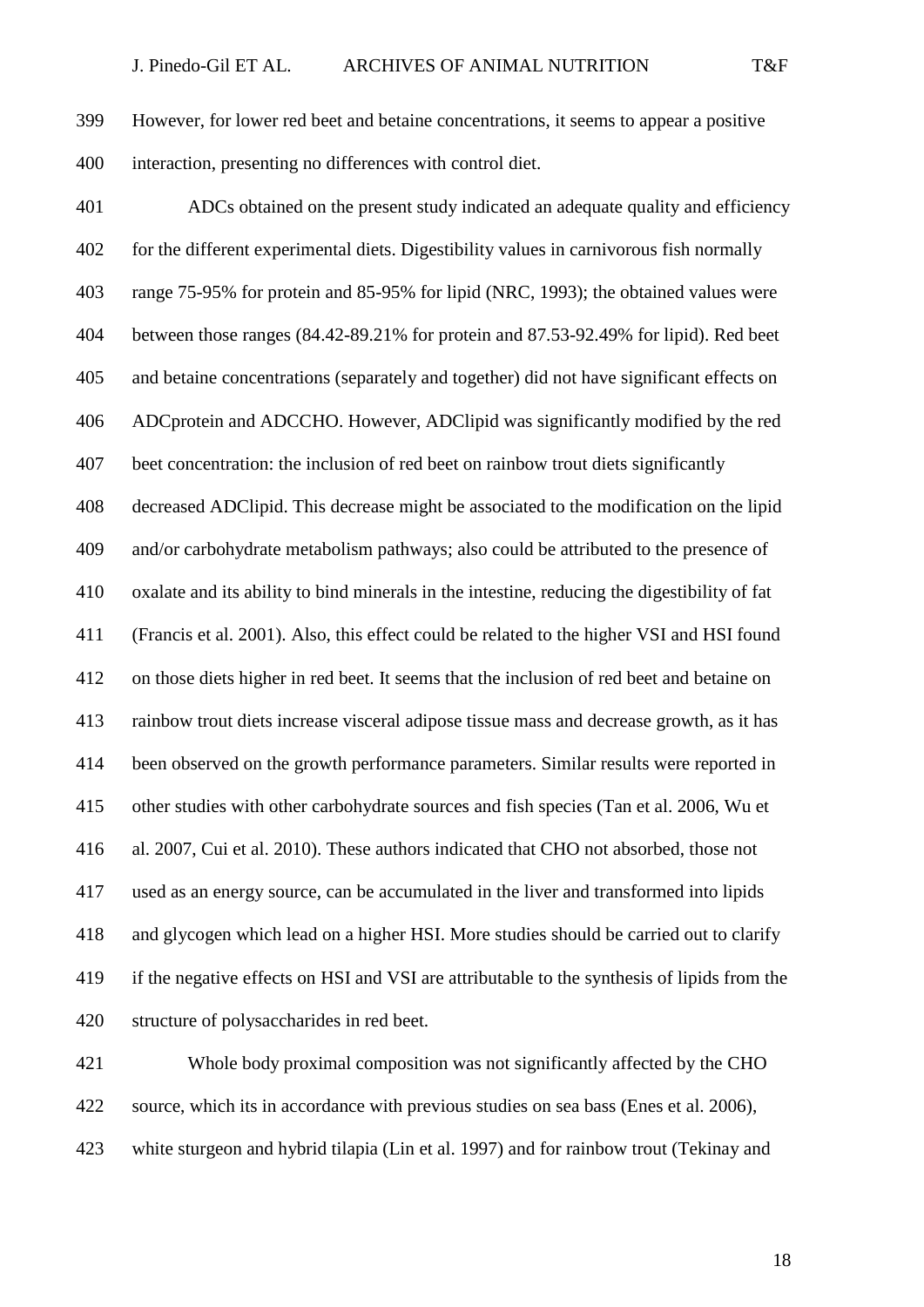However, for lower red beet and betaine concentrations, it seems to appear a positive interaction, presenting no differences with control diet.

ADCs obtained on the present study indicated an adequate quality and efficiency for the different experimental diets. Digestibility values in carnivorous fish normally range 75-95% for protein and 85-95% for lipid (NRC, 1993); the obtained values were between those ranges (84.42-89.21% for protein and 87.53-92.49% for lipid). Red beet and betaine concentrations (separately and together) did not have significant effects on ADCprotein and ADCCHO. However, ADClipid was significantly modified by the red beet concentration: the inclusion of red beet on rainbow trout diets significantly decreased ADClipid. This decrease might be associated to the modification on the lipid and/or carbohydrate metabolism pathways; also could be attributed to the presence of oxalate and its ability to bind minerals in the intestine, reducing the digestibility of fat (Francis et al. 2001). Also, this effect could be related to the higher VSI and HSI found on those diets higher in red beet. It seems that the inclusion of red beet and betaine on rainbow trout diets increase visceral adipose tissue mass and decrease growth, as it has been observed on the growth performance parameters. Similar results were reported in other studies with other carbohydrate sources and fish species (Tan et al. 2006, Wu et al. 2007, Cui et al. 2010). These authors indicated that CHO not absorbed, those not used as an energy source, can be accumulated in the liver and transformed into lipids and glycogen which lead on a higher HSI. More studies should be carried out to clarify if the negative effects on HSI and VSI are attributable to the synthesis of lipids from the structure of polysaccharides in red beet.

Whole body proximal composition was not significantly affected by the CHO source, which its in accordance with previous studies on sea bass (Enes et al. 2006), white sturgeon and hybrid tilapia (Lin et al. 1997) and for rainbow trout (Tekinay and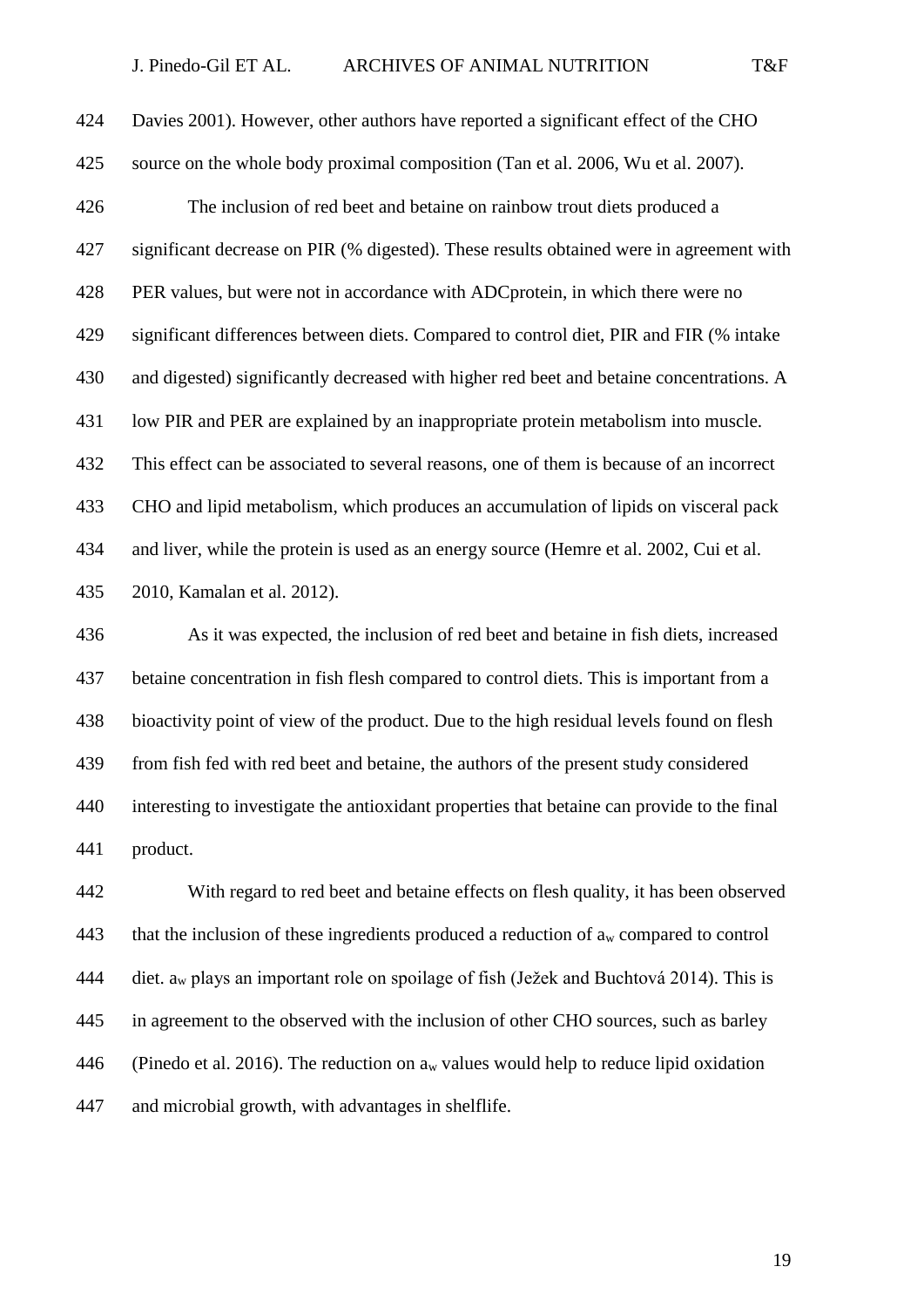Davies 2001). However, other authors have reported a significant effect of the CHO source on the whole body proximal composition (Tan et al. 2006, Wu et al. 2007).

The inclusion of red beet and betaine on rainbow trout diets produced a significant decrease on PIR (% digested). These results obtained were in agreement with PER values, but were not in accordance with ADCprotein, in which there were no significant differences between diets. Compared to control diet, PIR and FIR (% intake and digested) significantly decreased with higher red beet and betaine concentrations. A low PIR and PER are explained by an inappropriate protein metabolism into muscle. This effect can be associated to several reasons, one of them is because of an incorrect CHO and lipid metabolism, which produces an accumulation of lipids on visceral pack and liver, while the protein is used as an energy source (Hemre et al. 2002, Cui et al. 2010, Kamalan et al. 2012).

As it was expected, the inclusion of red beet and betaine in fish diets, increased betaine concentration in fish flesh compared to control diets. This is important from a bioactivity point of view of the product. Due to the high residual levels found on flesh from fish fed with red beet and betaine, the authors of the present study considered interesting to investigate the antioxidant properties that betaine can provide to the final product.

With regard to red beet and betaine effects on flesh quality, it has been observed that the inclusion of these ingredients produced a reduction of $a_w$ compared to control diet. $a_w$ plays an important role on spoilage of fish (Ježek and Buchtová 2014). This is in agreement to the observed with the inclusion of other CHO sources, such as barley (Pinedo et al. 2016). The reduction on $a_w$ values would help to reduce lipid oxidation and microbial growth, with advantages in shelflife.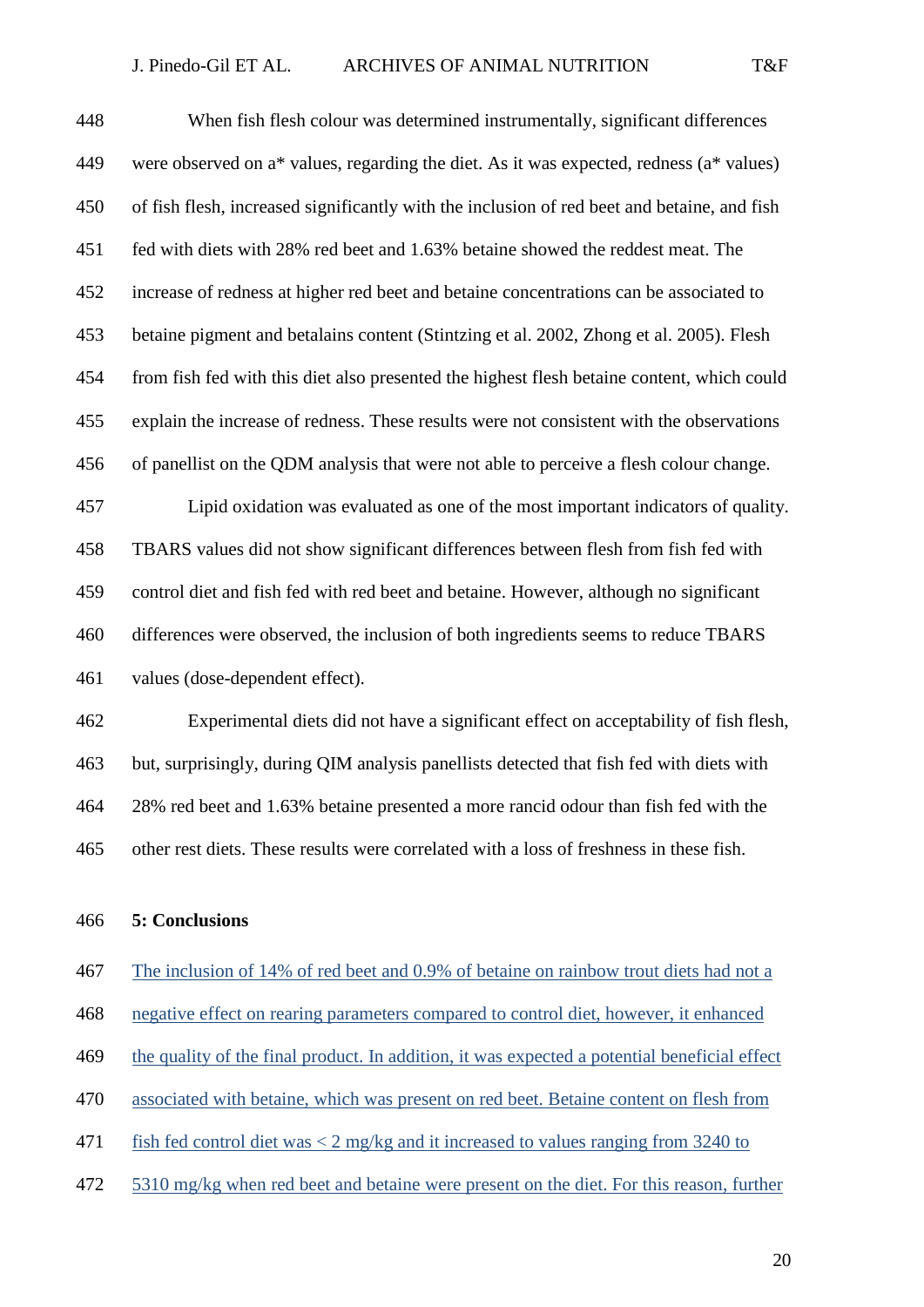When fish flesh colour was determined instrumentally, significant differences were observed on a* values, regarding the diet. As it was expected, redness (a* values) of fish flesh, increased significantly with the inclusion of red beet and betaine, and fish fed with diets with 28% red beet and 1.63% betaine showed the reddest meat. The increase of redness at higher red beet and betaine concentrations can be associated to betaine pigment and betalains content (Stintzing et al. 2002, Zhong et al. 2005). Flesh from fish fed with this diet also presented the highest flesh betaine content, which could explain the increase of redness. These results were not consistent with the observations of panellist on the QDM analysis that were not able to perceive a flesh colour change.

Lipid oxidation was evaluated as one of the most important indicators of quality. TBARS values did not show significant differences between flesh from fish fed with control diet and fish fed with red beet and betaine. However, although no significant differences were observed, the inclusion of both ingredients seems to reduce TBARS values (dose-dependent effect).

Experimental diets did not have a significant effect on acceptability of fish flesh, but, surprisingly, during QIM analysis panellists detected that fish fed with diets with 28% red beet and 1.63% betaine presented a more rancid odour than fish fed with the other rest diets. These results were correlated with a loss of freshness in these fish.

## 5: Conclusions

The inclusion of 14% of red beet and 0.9% of betaine on rainbow trout diets had not a negative effect on rearing parameters compared to control diet, however, it enhanced the quality of the final product. In addition, it was expected a potential beneficial effect associated with betaine, which was present on red beet. Betaine content on flesh from fish fed control diet was < 2 mg/kg and it increased to values ranging from 3240 to 5310 mg/kg when red beet and betaine were present on the diet. For this reason, further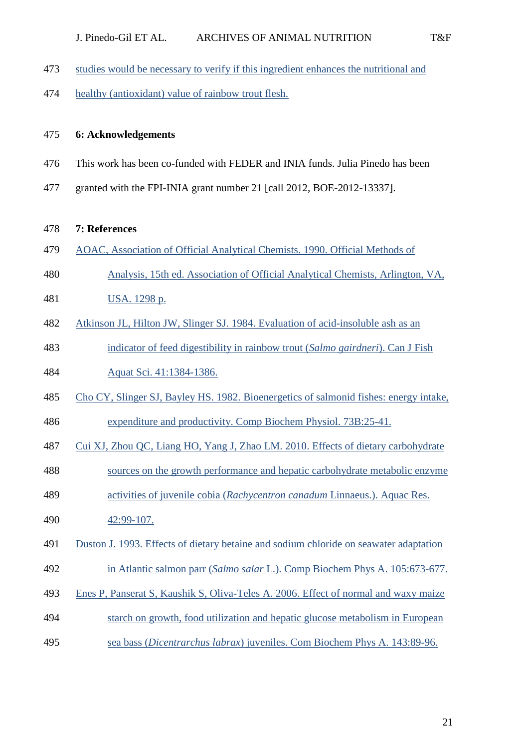studies would be necessary to verify if this ingredient enhances the nutritional and healthy (antioxidant) value of rainbow trout flesh.

## 6: Acknowledgements

This work has been co-funded with FEDER and INIA funds. Julia Pinedo has been granted with the FPI-INIA grant number 21 [call 2012, BOE-2012-13337].

## 7: References

AOAC, Association of Official Analytical Chemists. 1990. Official Methods of Analysis, 15th ed. Association of Official Analytical Chemists, Arlington, VA, USA. 1298 p.

Atkinson JL, Hilton JW, Slinger SJ. 1984. Evaluation of acid-insoluble ash as an indicator of feed digestibility in rainbow trout (*Salmo gairdneri*). Can J Fish Aquat Sci. 41:1384-1386.

Cho CY, Slinger SJ, Bayley HS. 1982. Bioenergetics of salmonid fishes: energy intake, expenditure and productivity. Comp Biochem Physiol. 73B:25-41.

Cui XJ, Zhou QC, Liang HO, Yang J, Zhao LM. 2010. Effects of dietary carbohydrate sources on the growth performance and hepatic carbohydrate metabolic enzyme activities of juvenile cobia (*Rachycentron canadum* Linnaeus.). Aquac Res. 42:99-107.

Duston J. 1993. Effects of dietary betaine and sodium chloride on seawater adaptation in Atlantic salmon parr (*Salmo salar* L.). Comp Biochem Phys A. 105:673-677.

Enes P, Panserat S, Kaushik S, Oliva-Teles A. 2006. Effect of normal and waxy maize starch on growth, food utilization and hepatic glucose metabolism in European sea bass (*Dicentrarchus labrax*) juveniles. Com Biochem Phys A. 143:89-96.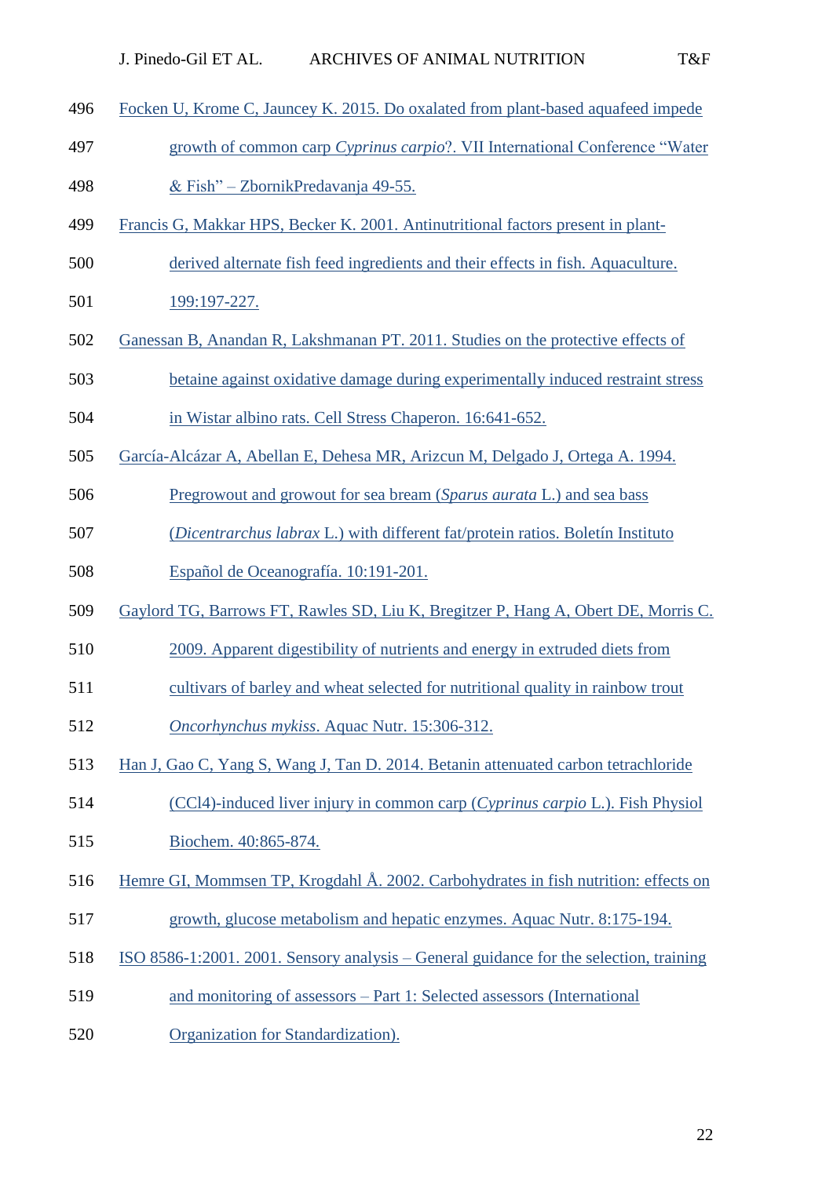Focken U, Krome C, Jauncey K. 2015. Do oxalated from plant-based aquafeed impede growth of common carp *Cyprinus carpio*?. VII International Conference "Water & Fish" – ZbornikPredavanja 49-55.

Francis G, Makkar HPS, Becker K. 2001. Antinutritional factors present in plant-derived alternate fish feed ingredients and their effects in fish. Aquaculture. 199:197-227.

Ganessan B, Anandan R, Lakshmanan PT. 2011. Studies on the protective effects of betaine against oxidative damage during experimentally induced restraint stress in Wistar albino rats. Cell Stress Chaperon. 16:641-652.

García-Alcázar A, Abellan E, Dehesa MR, Arizcun M, Delgado J, Ortega A. 1994. Pregrowout and growout for sea bream (*Sparus aurata* L.) and sea bass (*Dicentrarchus labrax* L.) with different fat/protein ratios. Boletín Instituto Español de Oceanografía. 10:191-201.

Gaylord TG, Barrows FT, Rawles SD, Liu K, Bregitzer P, Hang A, Obert DE, Morris C. 2009. Apparent digestibility of nutrients and energy in extruded diets from cultivars of barley and wheat selected for nutritional quality in rainbow trout *Oncorhynchus mykiss*. Aquac Nutr. 15:306-312.

Han J, Gao C, Yang S, Wang J, Tan D. 2014. Betanin attenuated carbon tetrachloride ($CCl_4$)-induced liver injury in common carp (*Cyprinus carpio* L.). Fish Physiol Biochem. 40:865-874.

Hemre GI, Mommsen TP, Krogdahl Å. 2002. Carbohydrates in fish nutrition: effects on growth, glucose metabolism and hepatic enzymes. Aquac Nutr. 8:175-194.

ISO 8586-1:2001. 2001. Sensory analysis – General guidance for the selection, training and monitoring of assessors – Part 1: Selected assessors (International Organization for Standardization).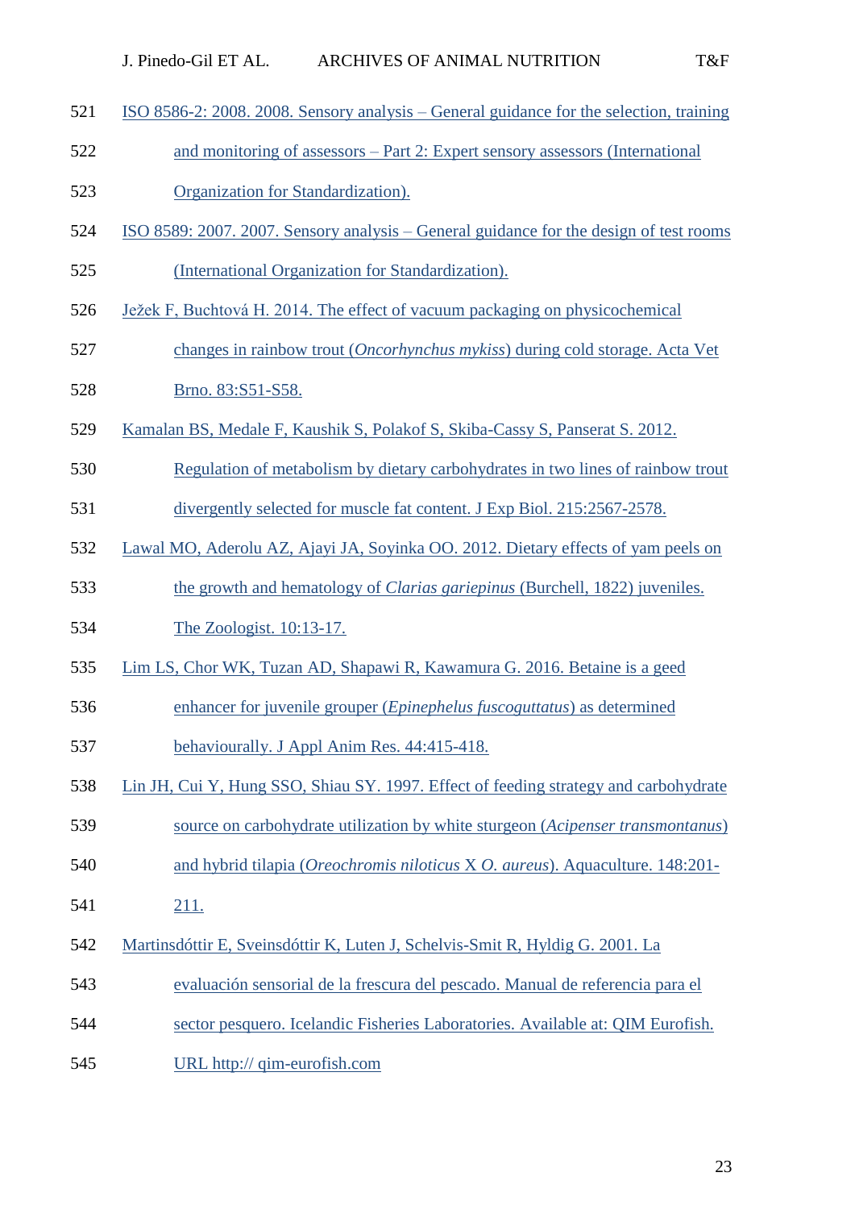ISO 8586-2: 2008. 2008. Sensory analysis – General guidance for the selection, training and monitoring of assessors – Part 2: Expert sensory assessors (International Organization for Standardization).

ISO 8589: 2007. 2007. Sensory analysis – General guidance for the design of test rooms (International Organization for Standardization).

Ježek F, Buchtová H. 2014. The effect of vacuum packaging on physicochemical changes in rainbow trout (*Oncorhynchus mykiss*) during cold storage. Acta Vet Brno. 83:S51-S58.

Kamalan BS, Medale F, Kaushik S, Polakof S, Skiba-Cassy S, Panserat S. 2012. Regulation of metabolism by dietary carbohydrates in two lines of rainbow trout divergently selected for muscle fat content. J Exp Biol. 215:2567-2578.

Lawal MO, Aderolu AZ, Ajayi JA, Soyinka OO. 2012. Dietary effects of yam peels on the growth and hematology of *Clarias gariepinus* (Burchell, 1822) juveniles. The Zoologist. 10:13-17.

Lim LS, Chor WK, Tuzan AD, Shapawi R, Kawamura G. 2016. Betaine is a geed enhancer for juvenile grouper (*Epinephelus fuscoguttatus*) as determined behaviourally. J Appl Anim Res. 44:415-418.

Lin JH, Cui Y, Hung SSO, Shiau SY. 1997. Effect of feeding strategy and carbohydrate source on carbohydrate utilization by white sturgeon (*Acipenser transmontanus*) and hybrid tilapia (*Oreochromis niloticus* X *O. aureus*). Aquaculture. 148:201-211.

Martinsdóttir E, Sveinsdóttir K, Luten J, Schelvis-Smit R, Hyldig G. 2001. La evaluación sensorial de la frescura del pescado. Manual de referencia para el sector pesquero. Icelandic Fisheries Laboratories. Available at: QIM Eurofish. URL http:// qim-eurofish.com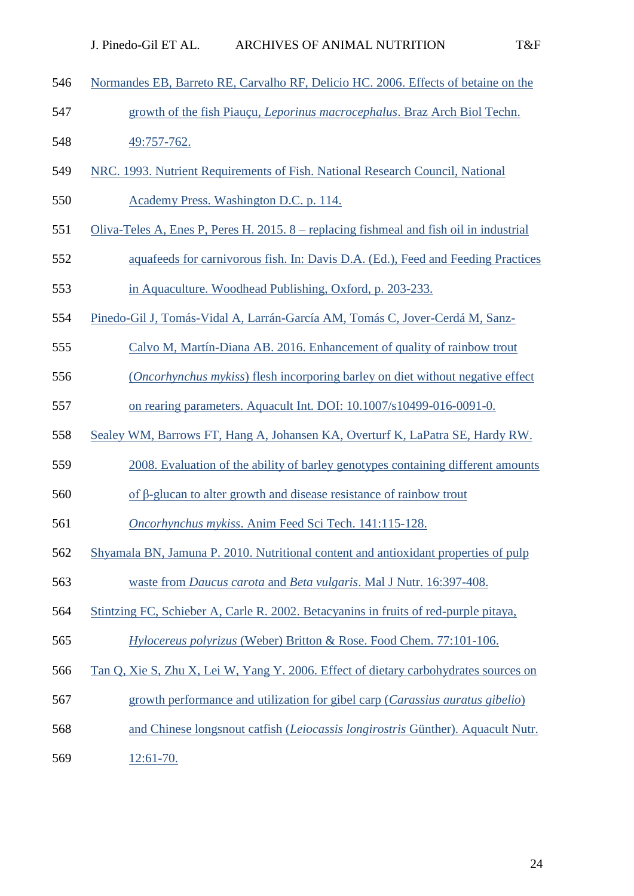Normandes EB, Barreto RE, Carvalho RF, Delicio HC. 2006. Effects of betaine on the growth of the fish Piauçu, *Leporinus macrocephalus*. Braz Arch Biol Techn. 49:757-762.

NRC. 1993. Nutrient Requirements of Fish. National Research Council, National Academy Press. Washington D.C. p. 114.

Oliva-Teles A, Enes P, Peres H. 2015. 8 – replacing fishmeal and fish oil in industrial aquafeeds for carnivorous fish. In: Davis D.A. (Ed.), Feed and Feeding Practices in Aquaculture. Woodhead Publishing, Oxford, p. 203-233.

Pinedo-Gil J, Tomás-Vidal A, Larrán-García AM, Tomás C, Jover-Cerdá M, Sanz-Calvo M, Martín-Diana AB. 2016. Enhancement of quality of rainbow trout (*Oncorhynchus mykiss*) flesh incorporing barley on diet without negative effect on rearing parameters. Aquacult Int. DOI: 10.1007/s10499-016-0091-0.

Sealey WM, Barrows FT, Hang A, Johansen KA, Overturf K, LaPatra SE, Hardy RW. 2008. Evaluation of the ability of barley genotypes containing different amounts of β-glucan to alter growth and disease resistance of rainbow trout *Oncorhynchus mykiss*. Anim Feed Sci Tech. 141:115-128.

Shyamala BN, Jamuna P. 2010. Nutritional content and antioxidant properties of pulp waste from *Daucus carota* and *Beta vulgaris*. Mal J Nutr. 16:397-408.

Stintzing FC, Schieber A, Carle R. 2002. Betacyanins in fruits of red-purple pitaya, *Hylocereus polyrizus* (Weber) Britton & Rose. Food Chem. 77:101-106.

Tan Q, Xie S, Zhu X, Lei W, Yang Y. 2006. Effect of dietary carbohydrates sources on growth performance and utilization for gibel carp (*Carassius auratus gibelio*) and Chinese longsnout catfish (*Leiocassis longirostris* Günther). Aquacult Nutr. 12:61-70.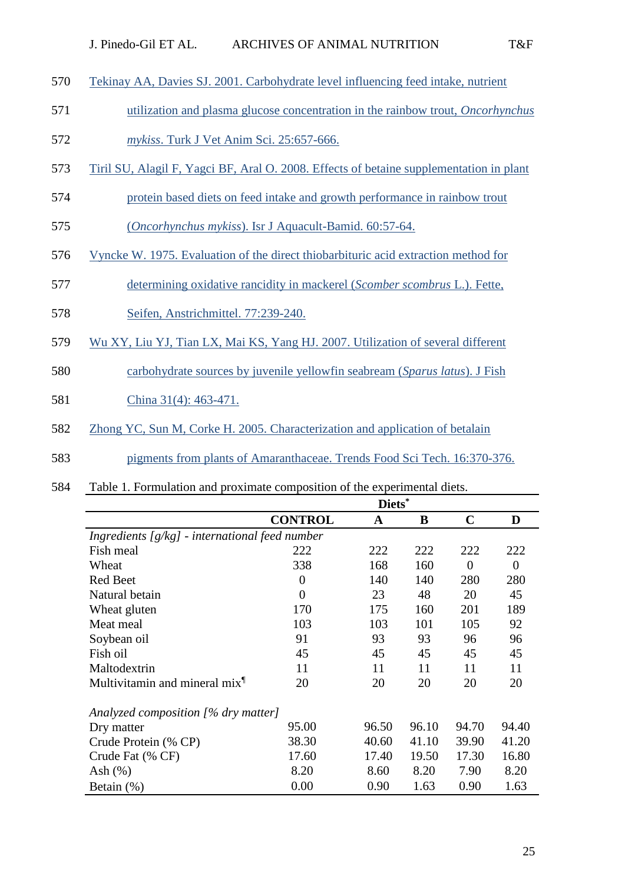Tekinay AA, Davies SJ. 2001. Carbohydrate level influencing feed intake, nutrient utilization and plasma glucose concentration in the rainbow trout, *Oncorhynchus mykiss*. Turk J Vet Anim Sci. 25:657-666.

Tiril SU, Alagil F, Yagci BF, Aral O. 2008. Effects of betaine supplementation in plant protein based diets on feed intake and growth performance in rainbow trout (*Oncorhynchus mykiss*). Isr J Aquacult-Bamid. 60:57-64.

Vyncke W. 1975. Evaluation of the direct thiobarbituric acid extraction method for determining oxidative rancidity in mackerel (*Scomber scombrus* L.). Fette, Seifen, Anstrichmittel. 77:239-240.

Wu XY, Liu YJ, Tian LX, Mai KS, Yang HJ. 2007. Utilization of several different carbohydrate sources by juvenile yellowfin seabream (*Sparus latus*). J Fish China 31(4): 463-471.

Zhong YC, Sun M, Corke H. 2005. Characterization and application of betalain pigments from plants of Amaranthaceae. Trends Food Sci Tech. 16:370-376.

Table 1. Formulation and proximate composition of the experimental diets.

| | Diets* | | | | |
|---|---|---|---|---|---|
| | **CONTROL** | **A** | **B** | **C** | **D** |
| *Ingredients [g/kg] - international feed number* | | | | | |
| Fish meal | 222 | 222 | 222 | 222 | 222 |
| Wheat | 338 | 168 | 160 | 0 | 0 |
| Red Beet | 0 | 140 | 140 | 280 | 280 |
| Natural betain | 0 | 23 | 48 | 20 | 45 |
| Wheat gluten | 170 | 175 | 160 | 201 | 189 |
| Meat meal | 103 | 103 | 101 | 105 | 92 |
| Soybean oil | 91 | 93 | 93 | 96 | 96 |
| Fish oil | 45 | 45 | 45 | 45 | 45 |
| Maltodextrin | 11 | 11 | 11 | 11 | 11 |
| Multivitamin and mineral mix¶ | 20 | 20 | 20 | 20 | 20 |
| | | | | | |
| *Analyzed composition [% dry matter]* | | | | | |
| Dry matter | 95.00 | 96.50 | 96.10 | 94.70 | 94.40 |
| Crude Protein (% CP) | 38.30 | 40.60 | 41.10 | 39.90 | 41.20 |
| Crude Fat (% CF) | 17.60 | 17.40 | 19.50 | 17.30 | 16.80 |
| Ash (%) | 8.20 | 8.60 | 8.20 | 7.90 | 8.20 |
| Betain (%) | 0.00 | 0.90 | 1.63 | 0.90 | 1.63 |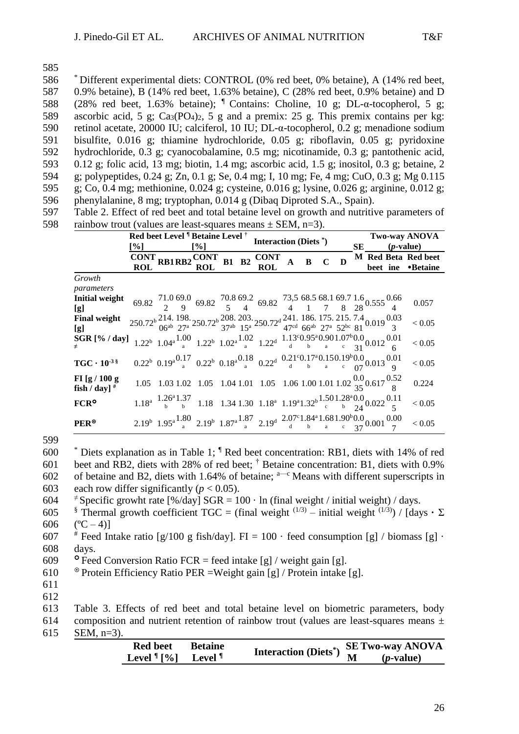[*] Different experimental diets: CONTROL (0% red beet, 0% betaine), A (14% red beet, 0.9% betaine), B (14% red beet, 1.63% betaine), C (28% red beet, 0.9% betaine) and D (28% red beet, 1.63% betaine); [¶] Contains: Choline, 10 g; DL-α-tocopherol, 5 g; ascorbic acid, 5 g; $Ca_3(PO_4)_2$, 5 g and a premix: 25 g. This premix contains per kg: retinol acetate, 20000 IU; calciferol, 10 IU; DL-α-tocopherol, 0.2 g; menadione sodium bisulfite, 0.016 g; thiamine hydrochloride, 0.05 g; riboflavin, 0.05 g; pyridoxine hydrochloride, 0.3 g; cyanocobalamine, 0.5 mg; nicotinamide, 0.3 g; pantothenic acid, 0.12 g; folic acid, 13 mg; biotin, 1.4 mg; ascorbic acid, 1.5 g; inositol, 0.3 g; betaine, 2 g; polypeptides, 0.24 g; Zn, 0.1 g; Se, 0.4 mg; I, 10 mg; Fe, 4 mg; CuO, 0.3 g; Mg 0.115 g; Co, 0.4 mg; methionine, 0.024 g; cysteine, 0.016 g; lysine, 0.026 g; arginine, 0.012 g; phenylalanine, 8 mg; tryptophan, 0.014 g (Dibaq Diproted S.A., Spain).

Table 2. Effect of red beet and total betaine level on growth and nutritive parameters of rainbow trout (values are least-squares means ± SEM, n=3).

| | Red beet Level [¶] [%] | | | Betaine Level [†] [%] | | | Interaction (Diets [*]) | | | | | SEM | Two-way ANOVA (p-value) | | |
|---|---|---|---|---|---|---|---|---|---|---|---|---|---|---|---|
| | CONTROL | RB1 | RB2 | CONTROL | B1 | B2 | CONTROL | A | B | C | D | | Red beet | Betaine | Red beet •Betaine |
| *Growth parameters* | | | | | | | | | | | | | | | |
| **Initial weight [g]** | 69.82 | 71.02 | 69.09 | 69.82 | 70.85 | 69.24 | 69.82 | 73,54 | 68.51 | 68.17 | 69.78 | 1.628 | 0.555 | 0.664 | 0.057 |
| **Final weight [g]** | 250.72[b] | 214.06[ab] | 198.27[a] | 250.72[b] | 208.37[ab] | 203.15[a] | 250.72[d] | 241.47[cd] | 186.66[ab] | 175.27[a] | 215.52[bc] | 7.481 | 0.019 | 0.033 | < 0.05 |
| **SGR [% / day]** [≠] | 1.22[b] | 1.04[a] | 1.00[a] | 1.22[b] | 1.02[a] | 1.02[a] | 1.22[d] | 1.13[c][d] | 0.95[a][b] | 0.90[a] | 1.07[b][c] | 0.031 | 0.012 | 0.016 | < 0.05 |
| **TGC · $10^{-3}$** [§] | 0.22[b] | 0.19[a] | 0.17[a] | 0.22[b] | 0.18[a] | 0.18[a] | 0.22[d] | 0.21[c][d] | 0.17[a][b] | 0.15[a] | 0.19[b][c] | 0.007 | 0.013 | 0.019 | < 0.05 |
| **FI [g / 100 g fish / day]** [#] | 1.05 | 1.03 | 1.02 | 1.05 | 1.04 | 1.01 | 1.05 | 1.06 | 1.00 | 1.01 | 1.02 | 0.035 | 0.617 | 0.528 | 0.224 |
| **FCR**[°] | 1.18[a] | 1.26[a][b] | 1.37[b] | 1.18 | 1.34 | 1.30 | 1.18[a] | 1.19[a] | 1.32[b] | 1.50[c] | 1.28[a][b] | 0.024 | 0.022 | 0.115 | < 0.05 |
| **PER**[⊙] | 2.19[b] | 1.95[a] | 1.80[a] | 2.19[b] | 1.87[a] | 1.87[a] | 2.19[d] | 2.07[c][d] | 1.84[a][b] | 1.68[a] | 1.90[b][c] | 0.037 | 0.001 | 0.007 | < 0.05 |

[*] Diets explanation as in Table 1; [¶] Red beet concentration: RB1, diets with 14% of red beet and RB2, diets with 28% of red beet; [†] Betaine concentration: B1, diets with 0.9% of betaine and B2, diets with 1.64% of betaine; [a—c] Means with different superscripts in each row differ significantly ($p < 0.05$).

[≠] Specific growht rate [%/day] SGR = 100 · ln (final weight / initial weight) / days.

[§] Thermal growth coefficient TGC = (final weight $^{(1/3)}$ – initial weight $^{(1/3)}$) / [days · Σ (ºC – 4)]

[#] Feed Intake ratio [g/100 g fish/day]. FI = 100 · feed consumption [g] / biomass [g] · days.

[°] Feed Conversion Ratio FCR = feed intake [g] / weight gain [g].

[⊙] Protein Efficiency Ratio PER =Weight gain [g] / Protein intake [g].

Table 3. Effects of red beet and total betaine level on biometric parameters, body composition and nutrient retention of rainbow trout (values are least-squares means ± SEM, n=3).

| | Red beet Level [¶] [%] | Betaine Level [¶] | Interaction (Diets[*]) | SEM | Two-way ANOVA (p-value) |
|---|---|---|---|---|---|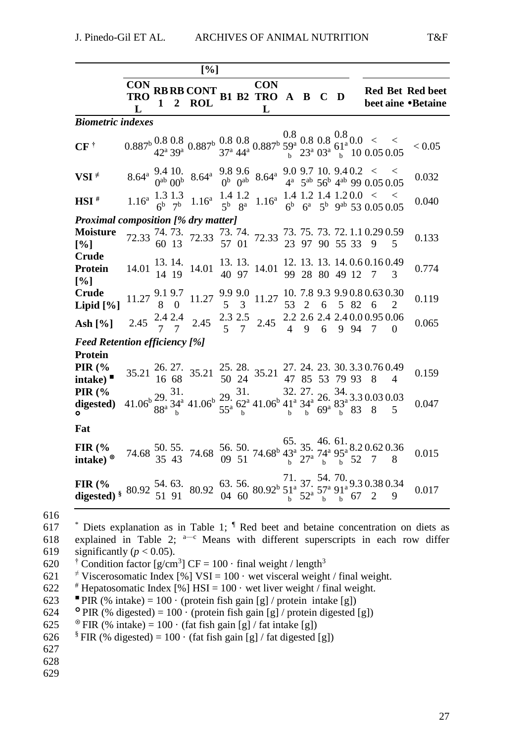| | [%] | | | | | | | | | | | | | | |
|---|---|---|---|---|---|---|---|---|---|---|---|---|---|---|---|
| | CONTROL | RB1 | RB2 | CONTROL | B1 | B2 | CONTROL | A | B | C | D | | Red beet | Betaine | Red beet •Betaine |
| ***Biometric indexes*** | | | | | | | | | | | | | | | |
| **CF** [†] | 0.887[b] | 0.842[a] | 0.839[a] | 0.887[b] | 0.837[a] | 0.844[a] | 0.887[b] | 0.859[ab] | 0.823[a] | 0.803[a] | 0.861[ab] | 0.010 | < 0.05 | < 0.05 | < 0.05 |
| **VSI** [≠] | 8.64[a] | 9.40[ab] | 10.00[b] | 8.64[a] | 9.80[b] | 9.60[ab] | 8.64[a] | 9.04[a] | 9.75[ab] | 10.56[b] | 9.44[ab] | 0.299 | < 0.05 | < 0.05 | 0.032 |
| **HSI** [#] | 1.16[a] | 1.36[b] | 1.37[b] | 1.16[a] | 1.45[b] | 1.28[a] | 1.16[a] | 1.46[b] | 1.26[a] | 1.45[b] | 1.29[ab] | 0.053 | < 0.05 | < 0.05 | 0.040 |
| ***Proximal composition [% dry matter]*** | | | | | | | | | | | | | | | |
| **Moisture [%]** | 72.33 | 74.60 | 73.13 | 72.33 | 73.57 | 74.01 | 72.33 | 73.23 | 75.97 | 73.90 | 72.55 | 1.133 | 0.299 | 0.595 | 0.133 |
| **Crude Protein [%]** | 14.01 | 13.14 | 14.19 | 14.01 | 13.40 | 13.97 | 14.01 | 12.99 | 13.28 | 13.80 | 14.49 | 0.612 | 0.167 | 0.493 | 0.774 |
| **Crude Lipid [%]** | 11.27 | 9.18 | 9.70 | 11.27 | 9.95 | 9.03 | 11.27 | 10.53 | 7.82 | 9.36 | 9.95 | 0.882 | 0.636 | 0.302 | 0.119 |
| **Ash [%]** | 2.45 | 2.47 | 2.47 | 2.45 | 2.35 | 2.57 | 2.45 | 2.24 | 2.69 | 2.46 | 2.49 | 0.094 | 0.957 | 0.060 | 0.065 |
| ***Feed Retention efficiency [%]*** | | | | | | | | | | | | | | | |
| **Protein** | | | | | | | | | | | | | | | |
| **PIR (% intake)** [■] | 35.21 | 26.16 | 27.68 | 35.21 | 25.50 | 28.24 | 35.21 | 27.47 | 24.85 | 23.53 | 30.79 | 3.393 | 0.768 | 0.494 | 0.159 |
| **PIR (% digested)** [○] | 41.06[b] | 29.88[a] | 31.34[ab] | 41.06[b] | 29.55[a] | 31.62[ab] | 41.06[b] | 32.41[ab] | 27.34[ab] | 26.69[a] | 34.83[ab] | 3.383 | 0.038 | 0.035 | 0.047 |
| **Fat** | | | | | | | | | | | | | | | |
| **FIR (% intake)** [⊙] | 74.68 | 50.35 | 55.43 | 74.68 | 56.09 | 50.51 | 74.68[b] | 65.43[ab] | 35.27[a] | 46.74[ab] | 61.95[ab] | 8.252 | 0.627 | 0.368 | 0.015 |
| **FIR (% digested)** [§] | 80.92 | 54.51 | 63.91 | 80.92 | 63.04 | 56.60 | 80.92[b] | 71.51[ab] | 37.52[a] | 54.57[ab] | 70.91[ab] | 9.367 | 0.382 | 0.349 | 0.017 |

[*] Diets explanation as in Table 1; [¶] Red beet and betaine concentration on diets as explained in Table 2; [a—c] Means with different superscripts in each row differ significantly ($p < 0.05$).

[†] Condition factor [g/cm$^3$] CF = 100 · final weight / length$^3$

[≠] Viscerosomatic Index [%] VSI = 100 · wet visceral weight / final weight.

[#] Hepatosomatic Index [%] HSI = 100 · wet liver weight / final weight.

[■] PIR (% intake) = 100 · (protein fish gain [g] / protein intake [g])

[○] PIR (% digested) = 100 · (protein fish gain [g] / protein digested [g])

[⊙] FIR (% intake) = 100 · (fat fish gain [g] / fat intake [g])

[§] FIR (% digested) = 100 · (fat fish gain [g] / fat digested [g])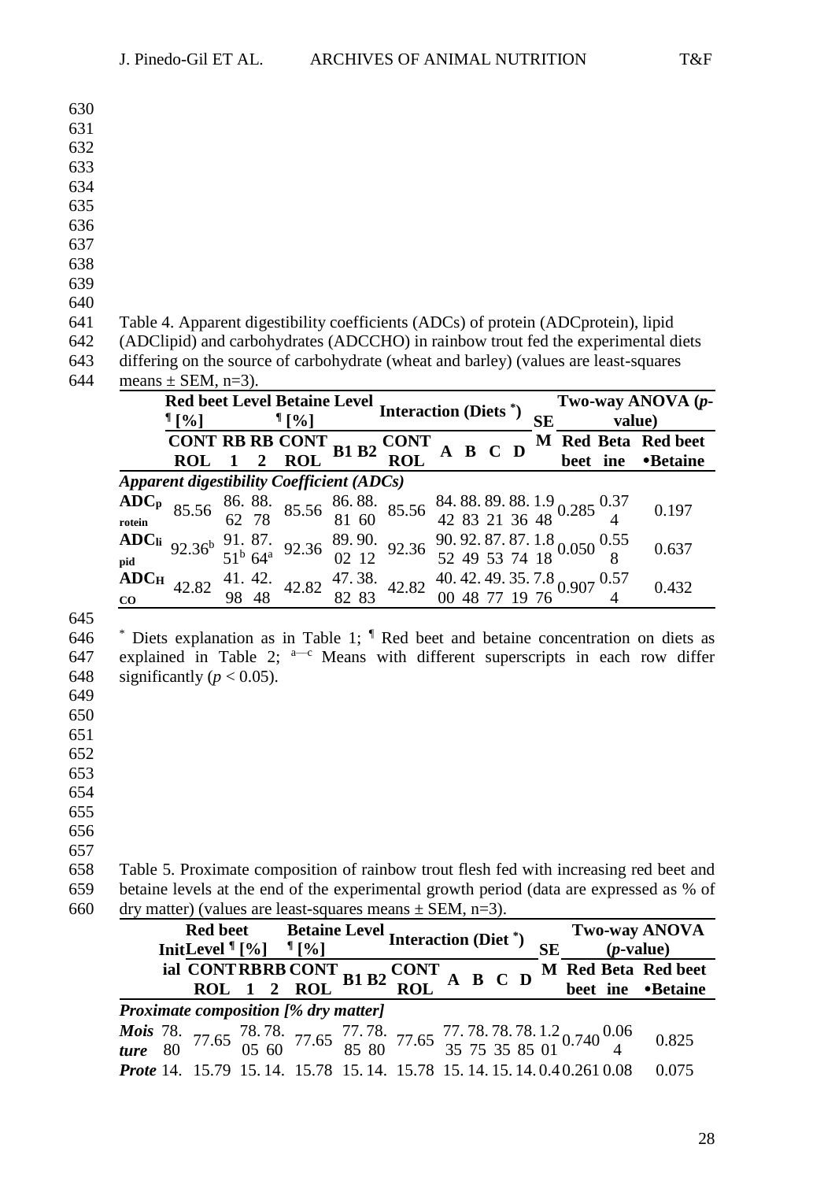Table 4. Apparent digestibility coefficients (ADCs) of protein (ADCprotein), lipid (ADClipid) and carbohydrates (ADCCHO) in rainbow trout fed the experimental diets differing on the source of carbohydrate (wheat and barley) (values are least-squares means ± SEM, n=3).

| | Red beet Level [¶] [%] | | | Betaine Level [¶] [%] | | | Interaction (Diets [*]) | | | | | SEM | Two-way ANOVA (*p*-value) | | |
|---|---|---|---|---|---|---|---|---|---|---|---|---|---|---|---|
| | CONTROL | RB 1 | RB 2 | CONTROL | B1 | B2 | CONTROL | A | B | C | D | | Red beet | Betaine | Red beet •Betaine |
| ***Apparent digestibility Coefficient (ADCs)*** | | | | | | | | | | | | | | | |
| $ADC_{protein}$ | 85.56 | 86.62 | 88.78 | 85.56 | 86.81 | 88.60 | 85.56 | 84.42 | 88.83 | 89.21 | 88.36 | 1.948 | 0.285 | 0.374 | 0.197 |
| $ADC_{lipid}$ | 92.36[b] | 91.51[b] | 87.64[a] | 92.36 | 89.02 | 90.12 | 92.36 | 90.52 | 92.49 | 87.53 | 87.74 | 1.818 | 0.050 | 0.558 | 0.637 |
| $ADC_{HCO}$ | 42.82 | 41.98 | 42.48 | 42.82 | 47.82 | 38.83 | 42.82 | 40.00 | 42.48 | 49.77 | 35.19 | 7.876 | 0.907 | 0.574 | 0.432 |

[*] Diets explanation as in Table 1; [¶] Red beet and betaine concentration on diets as explained in Table 2; [a—c] Means with different superscripts in each row differ significantly ($p < 0.05$).

Table 5. Proximate composition of rainbow trout flesh fed with increasing red beet and betaine levels at the end of the experimental growth period (data are expressed as % of dry matter) (values are least-squares means ± SEM, n=3).

| | Initial | Red beet Level [¶] [%] | | | Betaine Level [¶] [%] | | | Interaction (Diet [*]) | | | | | SEM | Two-way ANOVA (*p*-value) | | |
|---|---|---|---|---|---|---|---|---|---|---|---|---|---|---|---|---|
| | | CONTROL | RB 1 | RB 2 | CONTROL | B1 | B2 | CONTROL | A | B | C | D | | Red beet | Betaine | Red beet •Betaine |
| ***Proximate composition [% dry matter]*** | | | | | | | | | | | | | | | | |
| ***Moisture*** | 78.80 | 77.65 | 78.05 | 78.60 | 77.65 | 77.85 | 78.80 | 77.65 | 77.35 | 78.75 | 78.35 | 78.85 | 1.201 | 0.740 | 0.064 | 0.825 |
| ***Prote*** | 14. | 15.79 | 15. | 14. | 15.78 | 15. | 14. | 15.78 | 15. | 14. | 15. | 14. | 0.4 | 0.261 | 0.08 | 0.075 |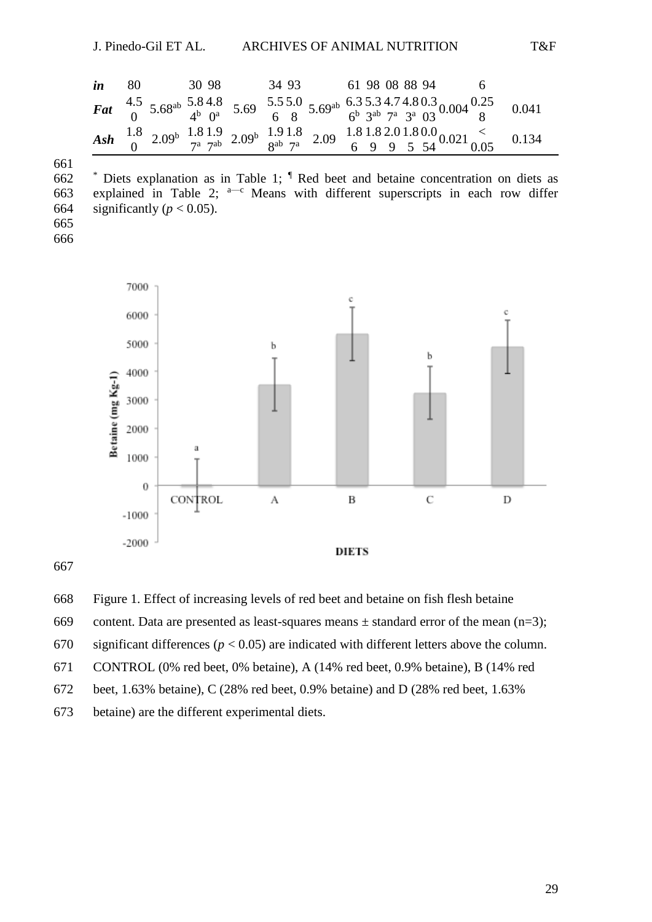| | | | | | | | | | | | | | | |
|---|---|---|---|---|---|---|---|---|---|---|---|---|---|---|
| *in* | 80 | | 30 98 | | 34 93 | | 61 98 08 88 94 | | | | | | 6 | |
| ***Fat*** | 4.5 0 | 5.68[ab] | 5.8 4[b] 4.8 0[a] | 5.69 | 5.5 6 5.0 8 | 5.69[ab] | 6.3 6[b] | 5.3 3[ab] | 4.7 7[a] | 4.8 3[a] | 0.3 03 | 0.004 | 0.25 8 | 0.041 |
| ***Ash*** | 1.8 0 | 2.09[b] | 1.8 7[a] 1.9 7[ab] | 2.09[b] | 1.9 8[ab] 1.8 7[a] | 2.09 | 1.8 6 | 1.8 9 | 2.0 9 | 1.8 5 | 0.0 54 | 0.021 | < 0.05 | 0.134 |

* Diets explanation as in Table 1; ¶ Red beet and betaine concentration on diets as explained in Table 2; a—c Means with different superscripts in each row differ significantly ($p < 0.05$).

Betaine (mg Kg-1)

7000
6000
5000
4000
3000
2000
1000
0
-1000
-2000

a
b
c
b
c

CONTROL
A
B
C
D

DIETS

Figure 1. Effect of increasing levels of red beet and betaine on fish flesh betaine content. Data are presented as least-squares means ± standard error of the mean (n=3); significant differences ($p < 0.05$) are indicated with different letters above the column. CONTROL (0% red beet, 0% betaine), A (14% red beet, 0.9% betaine), B (14% red beet, 1.63% betaine), C (28% red beet, 0.9% betaine) and D (28% red beet, 1.63% betaine) are the different experimental diets.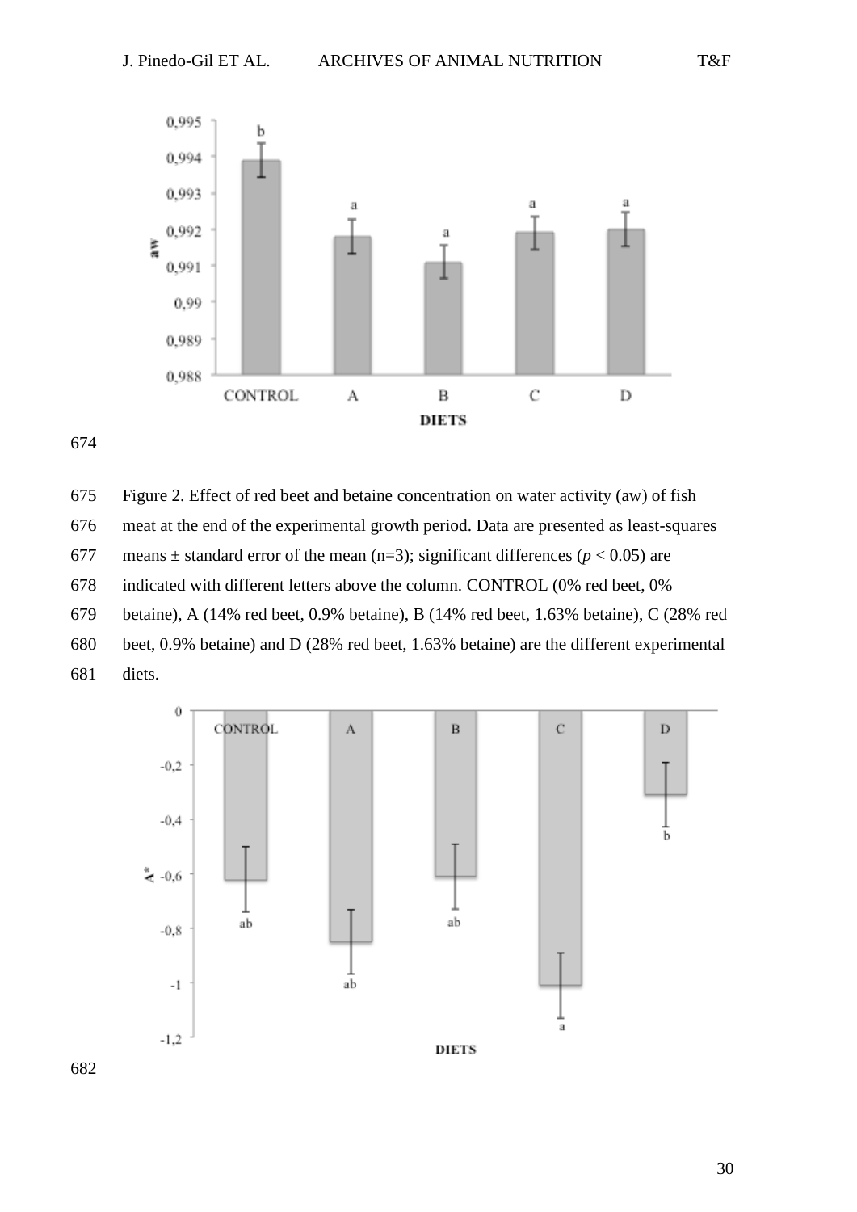0,995
0,994
0,993
0,992
0,991
0,99
0,989
0,988

aw

b
a
a
a
a

CONTROL
A
B
C
D

DIETS

Figure 2. Effect of red beet and betaine concentration on water activity (aw) of fish meat at the end of the experimental growth period. Data are presented as least-squares means ± standard error of the mean (n=3); significant differences ($p < 0.05$) are indicated with different letters above the column. CONTROL (0% red beet, 0% betaine), A (14% red beet, 0.9% betaine), B (14% red beet, 1.63% betaine), C (28% red beet, 0.9% betaine) and D (28% red beet, 1.63% betaine) are the different experimental diets.

0
-0,2
-0,4
-0,6
-0,8
-1
-1,2

A*

CONTROL
A
B
C
D

ab
ab
ab
a
b

DIETS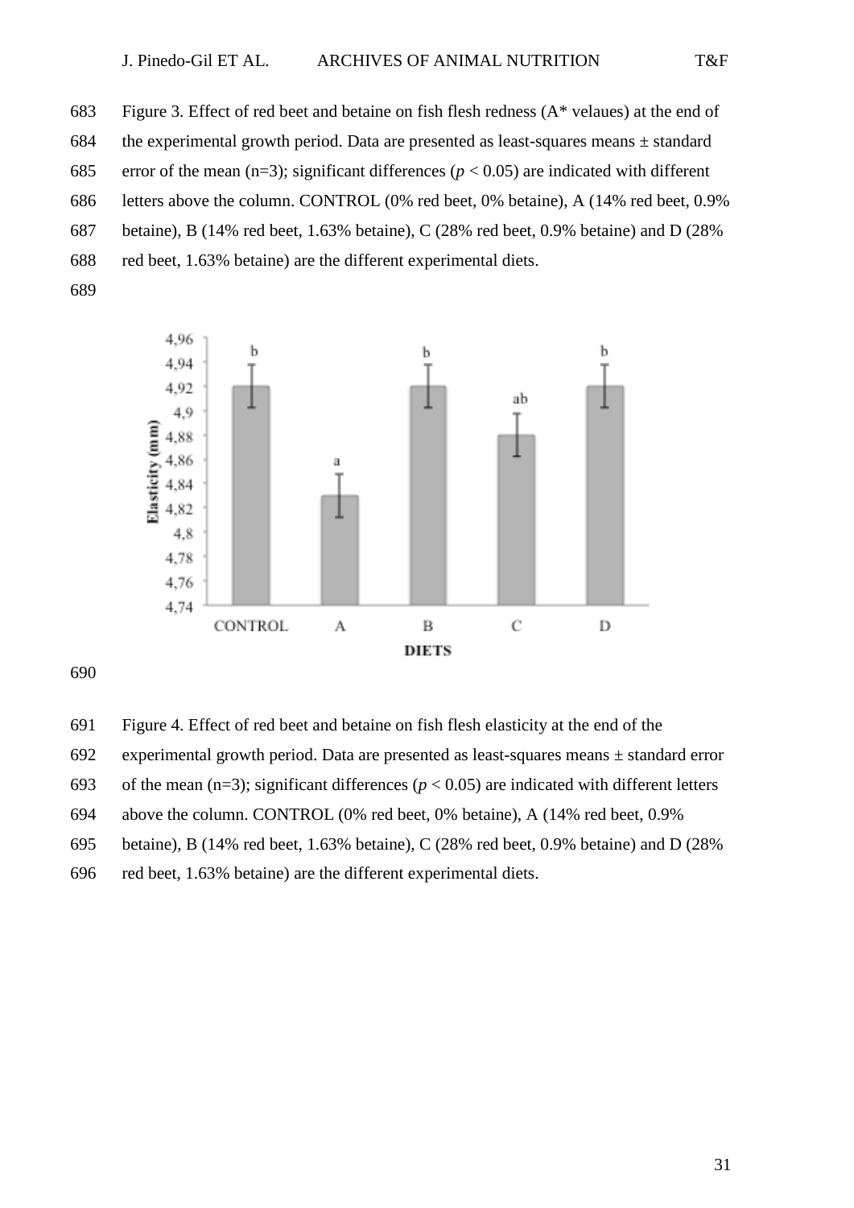683 Figure 3. Effect of red beet and betaine on fish flesh redness (A* velaues) at the end of
684 the experimental growth period. Data are presented as least-squares means ± standard
685 error of the mean (n=3); significant differences ($p < 0.05$) are indicated with different
686 letters above the column. CONTROL (0% red beet, 0% betaine), A (14% red beet, 0.9%
687 betaine), B (14% red beet, 1.63% betaine), C (28% red beet, 0.9% betaine) and D (28%
688 red beet, 1.63% betaine) are the different experimental diets.

689

Elasticity (mm)

4,96
4,94
4,92
4,9
4,88
4,86
4,84
4,82
4,8
4,78
4,76
4,74

b a b ab b

CONTROL A B C D

DIETS

690

691 Figure 4. Effect of red beet and betaine on fish flesh elasticity at the end of the
692 experimental growth period. Data are presented as least-squares means ± standard error
693 of the mean (n=3); significant differences ($p < 0.05$) are indicated with different letters
694 above the column. CONTROL (0% red beet, 0% betaine), A (14% red beet, 0.9%
695 betaine), B (14% red beet, 1.63% betaine), C (28% red beet, 0.9% betaine) and D (28%
696 red beet, 1.63% betaine) are the different experimental diets.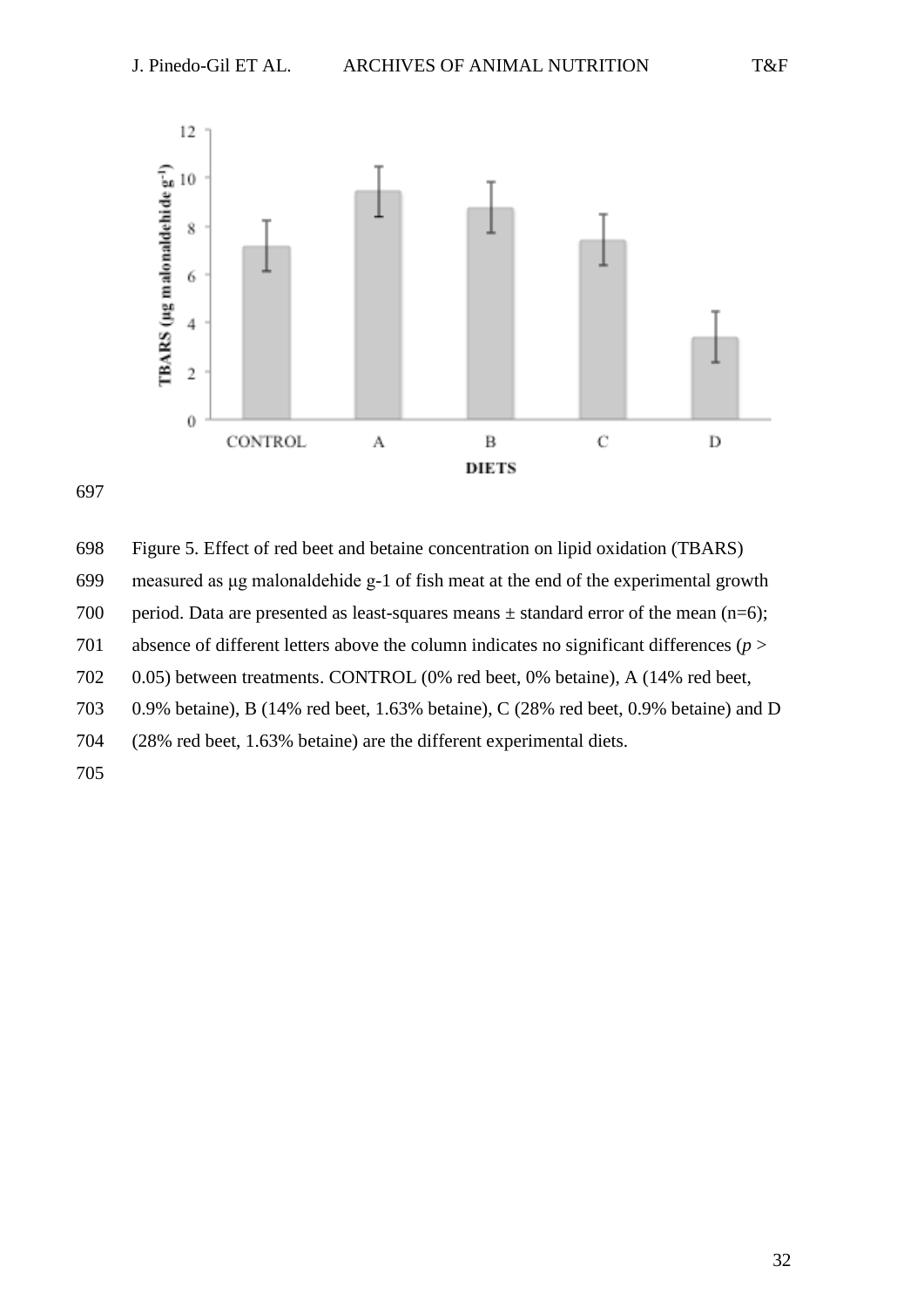12
10
8
6
4
2
0

TBARS (μg malonaldehide g$^{-1}$)

CONTROL
A
B
C
D

DIETS

Figure 5. Effect of red beet and betaine concentration on lipid oxidation (TBARS) measured as μg malonaldehide g-1 of fish meat at the end of the experimental growth period. Data are presented as least-squares means ± standard error of the mean (n=6); absence of different letters above the column indicates no significant differences ($p > 0.05$) between treatments. CONTROL (0% red beet, 0% betaine), A (14% red beet, 0.9% betaine), B (14% red beet, 1.63% betaine), C (28% red beet, 0.9% betaine) and D (28% red beet, 1.63% betaine) are the different experimental diets.